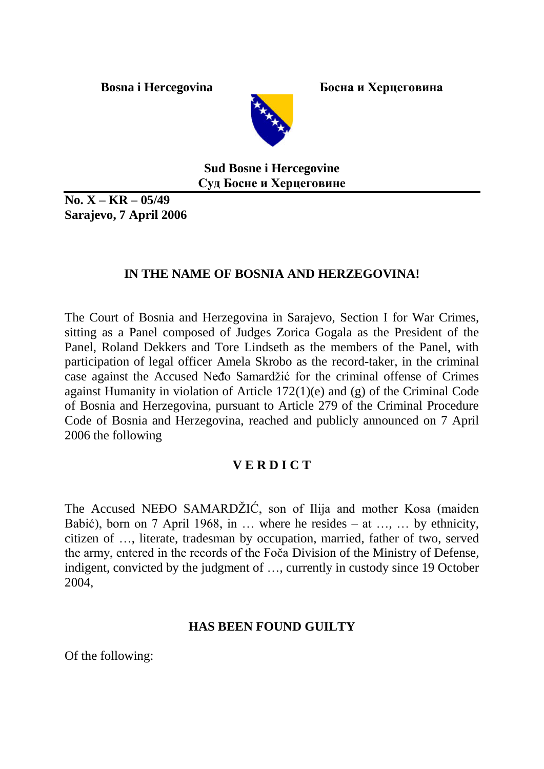**Bosna i Hercegovina** **Босна и Херцеговина**

**Sud Bosne i Hercegovine**
**Суд Босне и Херцеговине**

**No. X – KR – 05/49**
**Sarajevo, 7 April 2006**

## IN THE NAME OF BOSNIA AND HERZEGOVINA!

The Court of Bosnia and Herzegovina in Sarajevo, Section I for War Crimes, sitting as a Panel composed of Judges Zorica Gogala as the President of the Panel, Roland Dekkers and Tore Lindseth as the members of the Panel, with participation of legal officer Amela Skrobo as the record-taker, in the criminal case against the Accused Neđo Samardžić for the criminal offense of Crimes against Humanity in violation of Article 172(1)(e) and (g) of the Criminal Code of Bosnia and Herzegovina, pursuant to Article 279 of the Criminal Procedure Code of Bosnia and Herzegovina, reached and publicly announced on 7 April 2006 the following

## V E R D I C T

The Accused NEĐO SAMARDŽIĆ, son of Ilija and mother Kosa (maiden Babić), born on 7 April 1968, in … where he resides – at …, … by ethnicity, citizen of …, literate, tradesman by occupation, married, father of two, served the army, entered in the records of the Foča Division of the Ministry of Defense, indigent, convicted by the judgment of …, currently in custody since 19 October 2004,

## HAS BEEN FOUND GUILTY

Of the following: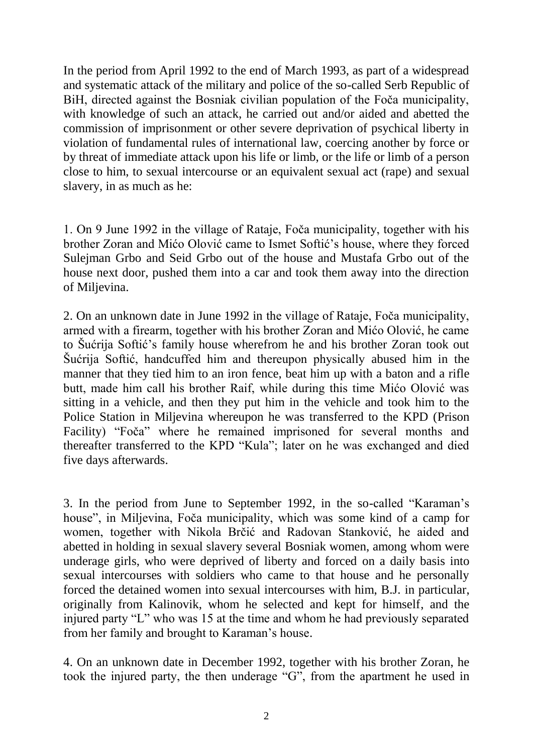In the period from April 1992 to the end of March 1993, as part of a widespread and systematic attack of the military and police of the so-called Serb Republic of BiH, directed against the Bosniak civilian population of the Foča municipality, with knowledge of such an attack, he carried out and/or aided and abetted the commission of imprisonment or other severe deprivation of psychical liberty in violation of fundamental rules of international law, coercing another by force or by threat of immediate attack upon his life or limb, or the life or limb of a person close to him, to sexual intercourse or an equivalent sexual act (rape) and sexual slavery, in as much as he:

1. On 9 June 1992 in the village of Rataje, Foča municipality, together with his brother Zoran and Mićo Olović came to Ismet Softić's house, where they forced Sulejman Grbo and Seid Grbo out of the house and Mustafa Grbo out of the house next door, pushed them into a car and took them away into the direction of Miljevina.

2. On an unknown date in June 1992 in the village of Rataje, Foča municipality, armed with a firearm, together with his brother Zoran and Mićo Olović, he came to Šućrija Softić's family house wherefrom he and his brother Zoran took out Šućrija Softić, handcuffed him and thereupon physically abused him in the manner that they tied him to an iron fence, beat him up with a baton and a rifle butt, made him call his brother Raif, while during this time Mićo Olović was sitting in a vehicle, and then they put him in the vehicle and took him to the Police Station in Miljevina whereupon he was transferred to the KPD (Prison Facility) "Foča" where he remained imprisoned for several months and thereafter transferred to the KPD "Kula"; later on he was exchanged and died five days afterwards.

3. In the period from June to September 1992, in the so-called "Karaman's house", in Miljevina, Foča municipality, which was some kind of a camp for women, together with Nikola Brčić and Radovan Stanković, he aided and abetted in holding in sexual slavery several Bosniak women, among whom were underage girls, who were deprived of liberty and forced on a daily basis into sexual intercourses with soldiers who came to that house and he personally forced the detained women into sexual intercourses with him, B.J. in particular, originally from Kalinovik, whom he selected and kept for himself, and the injured party "L" who was 15 at the time and whom he had previously separated from her family and brought to Karaman's house.

4. On an unknown date in December 1992, together with his brother Zoran, he took the injured party, the then underage "G", from the apartment he used in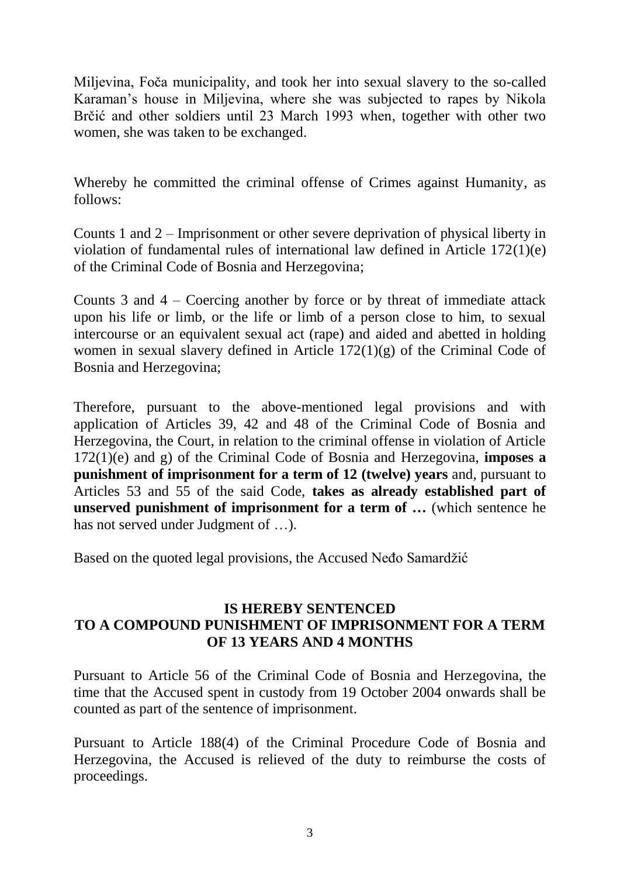Miljevina, Foča municipality, and took her into sexual slavery to the so-called Karaman's house in Miljevina, where she was subjected to rapes by Nikola Brčić and other soldiers until 23 March 1993 when, together with other two women, she was taken to be exchanged.

Whereby he committed the criminal offense of Crimes against Humanity, as follows:

Counts 1 and 2 – Imprisonment or other severe deprivation of physical liberty in violation of fundamental rules of international law defined in Article 172(1)(e) of the Criminal Code of Bosnia and Herzegovina;

Counts 3 and 4 – Coercing another by force or by threat of immediate attack upon his life or limb, or the life or limb of a person close to him, to sexual intercourse or an equivalent sexual act (rape) and aided and abetted in holding women in sexual slavery defined in Article 172(1)(g) of the Criminal Code of Bosnia and Herzegovina;

Therefore, pursuant to the above-mentioned legal provisions and with application of Articles 39, 42 and 48 of the Criminal Code of Bosnia and Herzegovina, the Court, in relation to the criminal offense in violation of Article 172(1)(e) and g) of the Criminal Code of Bosnia and Herzegovina, **imposes a punishment of imprisonment for a term of 12 (twelve) years** and, pursuant to Articles 53 and 55 of the said Code, **takes as already established part of unserved punishment of imprisonment for a term of …** (which sentence he has not served under Judgment of …).

Based on the quoted legal provisions, the Accused Neđo Samardžić

**IS HEREBY SENTENCED**
**TO A COMPOUND PUNISHMENT OF IMPRISONMENT FOR A TERM OF 13 YEARS AND 4 MONTHS**

Pursuant to Article 56 of the Criminal Code of Bosnia and Herzegovina, the time that the Accused spent in custody from 19 October 2004 onwards shall be counted as part of the sentence of imprisonment.

Pursuant to Article 188(4) of the Criminal Procedure Code of Bosnia and Herzegovina, the Accused is relieved of the duty to reimburse the costs of proceedings.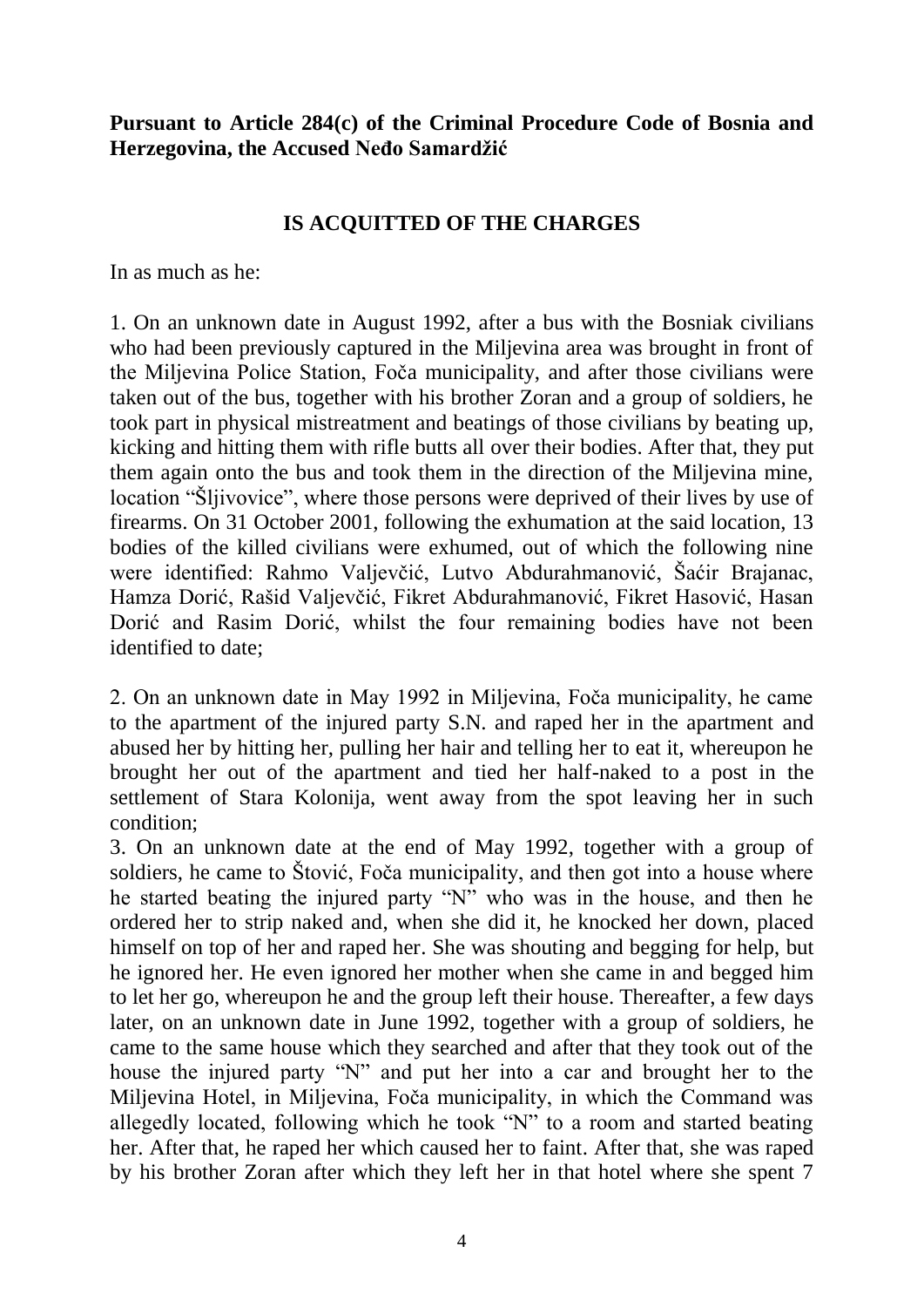**Pursuant to Article 284(c) of the Criminal Procedure Code of Bosnia and Herzegovina, the Accused Neđo Samardžić**

**IS ACQUITTED OF THE CHARGES**

In as much as he:

1. On an unknown date in August 1992, after a bus with the Bosniak civilians who had been previously captured in the Miljevina area was brought in front of the Miljevina Police Station, Foča municipality, and after those civilians were taken out of the bus, together with his brother Zoran and a group of soldiers, he took part in physical mistreatment and beatings of those civilians by beating up, kicking and hitting them with rifle butts all over their bodies. After that, they put them again onto the bus and took them in the direction of the Miljevina mine, location "Šljivovice", where those persons were deprived of their lives by use of firearms. On 31 October 2001, following the exhumation at the said location, 13 bodies of the killed civilians were exhumed, out of which the following nine were identified: Rahmo Valjevčić, Lutvo Abdurahmanović, Šaćir Brajanac, Hamza Dorić, Rašid Valjevčić, Fikret Abdurahmanović, Fikret Hasović, Hasan Dorić and Rasim Dorić, whilst the four remaining bodies have not been identified to date;

2. On an unknown date in May 1992 in Miljevina, Foča municipality, he came to the apartment of the injured party S.N. and raped her in the apartment and abused her by hitting her, pulling her hair and telling her to eat it, whereupon he brought her out of the apartment and tied her half-naked to a post in the settlement of Stara Kolonija, went away from the spot leaving her in such condition;

3. On an unknown date at the end of May 1992, together with a group of soldiers, he came to Štović, Foča municipality, and then got into a house where he started beating the injured party "N" who was in the house, and then he ordered her to strip naked and, when she did it, he knocked her down, placed himself on top of her and raped her. She was shouting and begging for help, but he ignored her. He even ignored her mother when she came in and begged him to let her go, whereupon he and the group left their house. Thereafter, a few days later, on an unknown date in June 1992, together with a group of soldiers, he came to the same house which they searched and after that they took out of the house the injured party "N" and put her into a car and brought her to the Miljevina Hotel, in Miljevina, Foča municipality, in which the Command was allegedly located, following which he took "N" to a room and started beating her. After that, he raped her which caused her to faint. After that, she was raped by his brother Zoran after which they left her in that hotel where she spent 7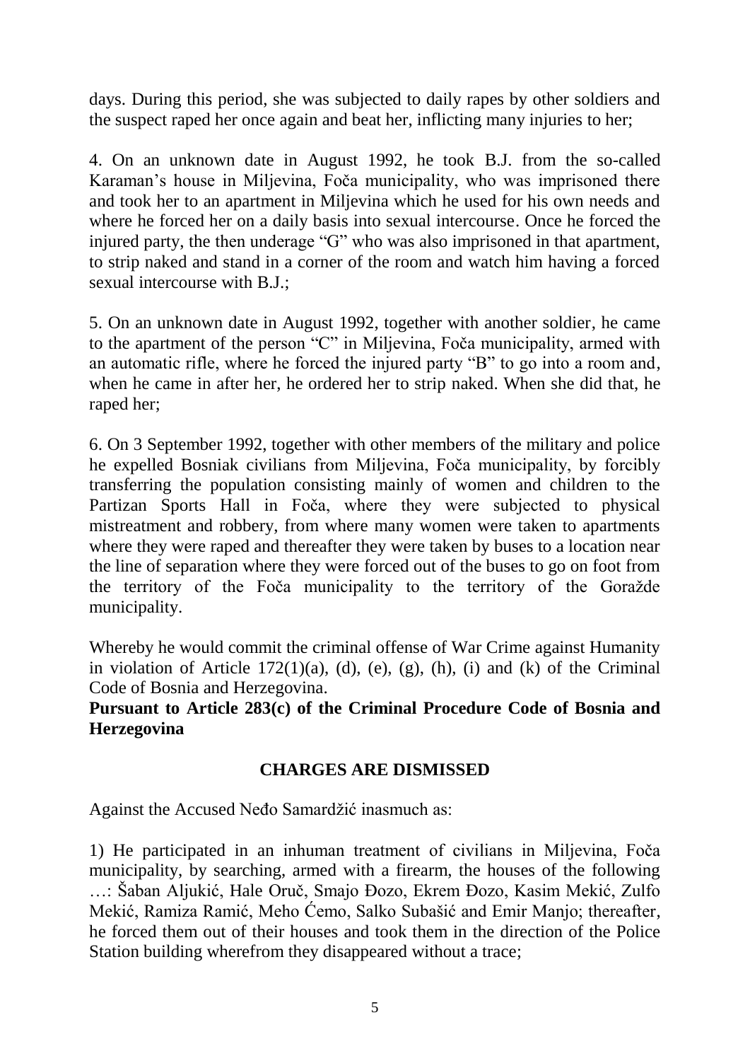days. During this period, she was subjected to daily rapes by other soldiers and the suspect raped her once again and beat her, inflicting many injuries to her;

4. On an unknown date in August 1992, he took B.J. from the so-called Karaman's house in Miljevina, Foča municipality, who was imprisoned there and took her to an apartment in Miljevina which he used for his own needs and where he forced her on a daily basis into sexual intercourse. Once he forced the injured party, the then underage "G" who was also imprisoned in that apartment, to strip naked and stand in a corner of the room and watch him having a forced sexual intercourse with B.J.;

5. On an unknown date in August 1992, together with another soldier, he came to the apartment of the person "C" in Miljevina, Foča municipality, armed with an automatic rifle, where he forced the injured party "B" to go into a room and, when he came in after her, he ordered her to strip naked. When she did that, he raped her;

6. On 3 September 1992, together with other members of the military and police he expelled Bosniak civilians from Miljevina, Foča municipality, by forcibly transferring the population consisting mainly of women and children to the Partizan Sports Hall in Foča, where they were subjected to physical mistreatment and robbery, from where many women were taken to apartments where they were raped and thereafter they were taken by buses to a location near the line of separation where they were forced out of the buses to go on foot from the territory of the Foča municipality to the territory of the Goražde municipality.

Whereby he would commit the criminal offense of War Crime against Humanity in violation of Article 172(1)(a), (d), (e), (g), (h), (i) and (k) of the Criminal Code of Bosnia and Herzegovina.

**Pursuant to Article 283(c) of the Criminal Procedure Code of Bosnia and Herzegovina**

**CHARGES ARE DISMISSED**

Against the Accused Neđo Samardžić inasmuch as:

1) He participated in an inhuman treatment of civilians in Miljevina, Foča municipality, by searching, armed with a firearm, the houses of the following …: Šaban Aljukić, Hale Oruč, Smajo Đozo, Ekrem Đozo, Kasim Mekić, Zulfo Mekić, Ramiza Ramić, Meho Ćemo, Salko Subašić and Emir Manjo; thereafter, he forced them out of their houses and took them in the direction of the Police Station building wherefrom they disappeared without a trace;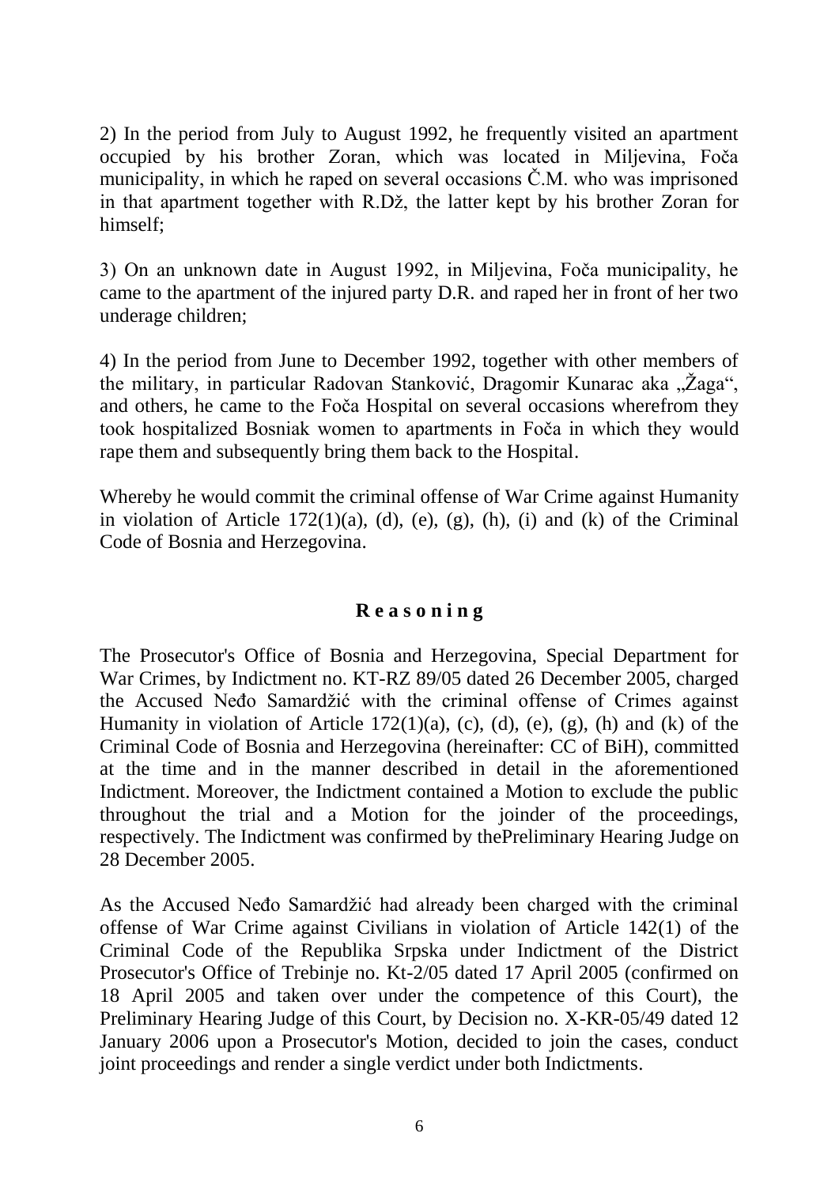2) In the period from July to August 1992, he frequently visited an apartment occupied by his brother Zoran, which was located in Miljevina, Foča municipality, in which he raped on several occasions Č.M. who was imprisoned in that apartment together with R.Dž, the latter kept by his brother Zoran for himself;

3) On an unknown date in August 1992, in Miljevina, Foča municipality, he came to the apartment of the injured party D.R. and raped her in front of her two underage children;

4) In the period from June to December 1992, together with other members of the military, in particular Radovan Stanković, Dragomir Kunarac aka „Žaga", and others, he came to the Foča Hospital on several occasions wherefrom they took hospitalized Bosniak women to apartments in Foča in which they would rape them and subsequently bring them back to the Hospital.

Whereby he would commit the criminal offense of War Crime against Humanity in violation of Article 172(1)(a), (d), (e), (g), (h), (i) and (k) of the Criminal Code of Bosnia and Herzegovina.

## **R e a s o n i n g**

The Prosecutor's Office of Bosnia and Herzegovina, Special Department for War Crimes, by Indictment no. KT-RZ 89/05 dated 26 December 2005, charged the Accused Neđo Samardžić with the criminal offense of Crimes against Humanity in violation of Article 172(1)(a), (c), (d), (e), (g), (h) and (k) of the Criminal Code of Bosnia and Herzegovina (hereinafter: CC of BiH), committed at the time and in the manner described in detail in the aforementioned Indictment. Moreover, the Indictment contained a Motion to exclude the public throughout the trial and a Motion for the joinder of the proceedings, respectively. The Indictment was confirmed by thePreliminary Hearing Judge on 28 December 2005.

As the Accused Neđo Samardžić had already been charged with the criminal offense of War Crime against Civilians in violation of Article 142(1) of the Criminal Code of the Republika Srpska under Indictment of the District Prosecutor's Office of Trebinje no. Kt-2/05 dated 17 April 2005 (confirmed on 18 April 2005 and taken over under the competence of this Court), the Preliminary Hearing Judge of this Court, by Decision no. X-KR-05/49 dated 12 January 2006 upon a Prosecutor's Motion, decided to join the cases, conduct joint proceedings and render a single verdict under both Indictments.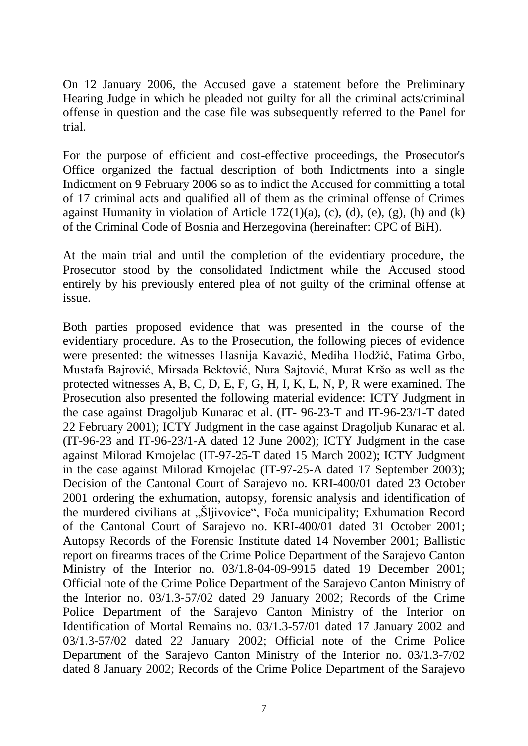On 12 January 2006, the Accused gave a statement before the Preliminary Hearing Judge in which he pleaded not guilty for all the criminal acts/criminal offense in question and the case file was subsequently referred to the Panel for trial.

For the purpose of efficient and cost-effective proceedings, the Prosecutor's Office organized the factual description of both Indictments into a single Indictment on 9 February 2006 so as to indict the Accused for committing a total of 17 criminal acts and qualified all of them as the criminal offense of Crimes against Humanity in violation of Article 172(1)(a), (c), (d), (e), (g), (h) and (k) of the Criminal Code of Bosnia and Herzegovina (hereinafter: CPC of BiH).

At the main trial and until the completion of the evidentiary procedure, the Prosecutor stood by the consolidated Indictment while the Accused stood entirely by his previously entered plea of not guilty of the criminal offense at issue.

Both parties proposed evidence that was presented in the course of the evidentiary procedure. As to the Prosecution, the following pieces of evidence were presented: the witnesses Hasnija Kavazić, Mediha Hodžić, Fatima Grbo, Mustafa Bajrović, Mirsada Bektović, Nura Sajtović, Murat Kršo as well as the protected witnesses A, B, C, D, E, F, G, H, I, K, L, N, P, R were examined. The Prosecution also presented the following material evidence: ICTY Judgment in the case against Dragoljub Kunarac et al. (IT- 96-23-T and IT-96-23/1-T dated 22 February 2001); ICTY Judgment in the case against Dragoljub Kunarac et al. (IT-96-23 and IT-96-23/1-A dated 12 June 2002); ICTY Judgment in the case against Milorad Krnojelac (IT-97-25-T dated 15 March 2002); ICTY Judgment in the case against Milorad Krnojelac (IT-97-25-A dated 17 September 2003); Decision of the Cantonal Court of Sarajevo no. KRI-400/01 dated 23 October 2001 ordering the exhumation, autopsy, forensic analysis and identification of the murdered civilians at „Šljivovice“, Foča municipality; Exhumation Record of the Cantonal Court of Sarajevo no. KRI-400/01 dated 31 October 2001; Autopsy Records of the Forensic Institute dated 14 November 2001; Ballistic report on firearms traces of the Crime Police Department of the Sarajevo Canton Ministry of the Interior no. 03/1.8-04-09-9915 dated 19 December 2001; Official note of the Crime Police Department of the Sarajevo Canton Ministry of the Interior no. 03/1.3-57/02 dated 29 January 2002; Records of the Crime Police Department of the Sarajevo Canton Ministry of the Interior on Identification of Mortal Remains no. 03/1.3-57/01 dated 17 January 2002 and 03/1.3-57/02 dated 22 January 2002; Official note of the Crime Police Department of the Sarajevo Canton Ministry of the Interior no. 03/1.3-7/02 dated 8 January 2002; Records of the Crime Police Department of the Sarajevo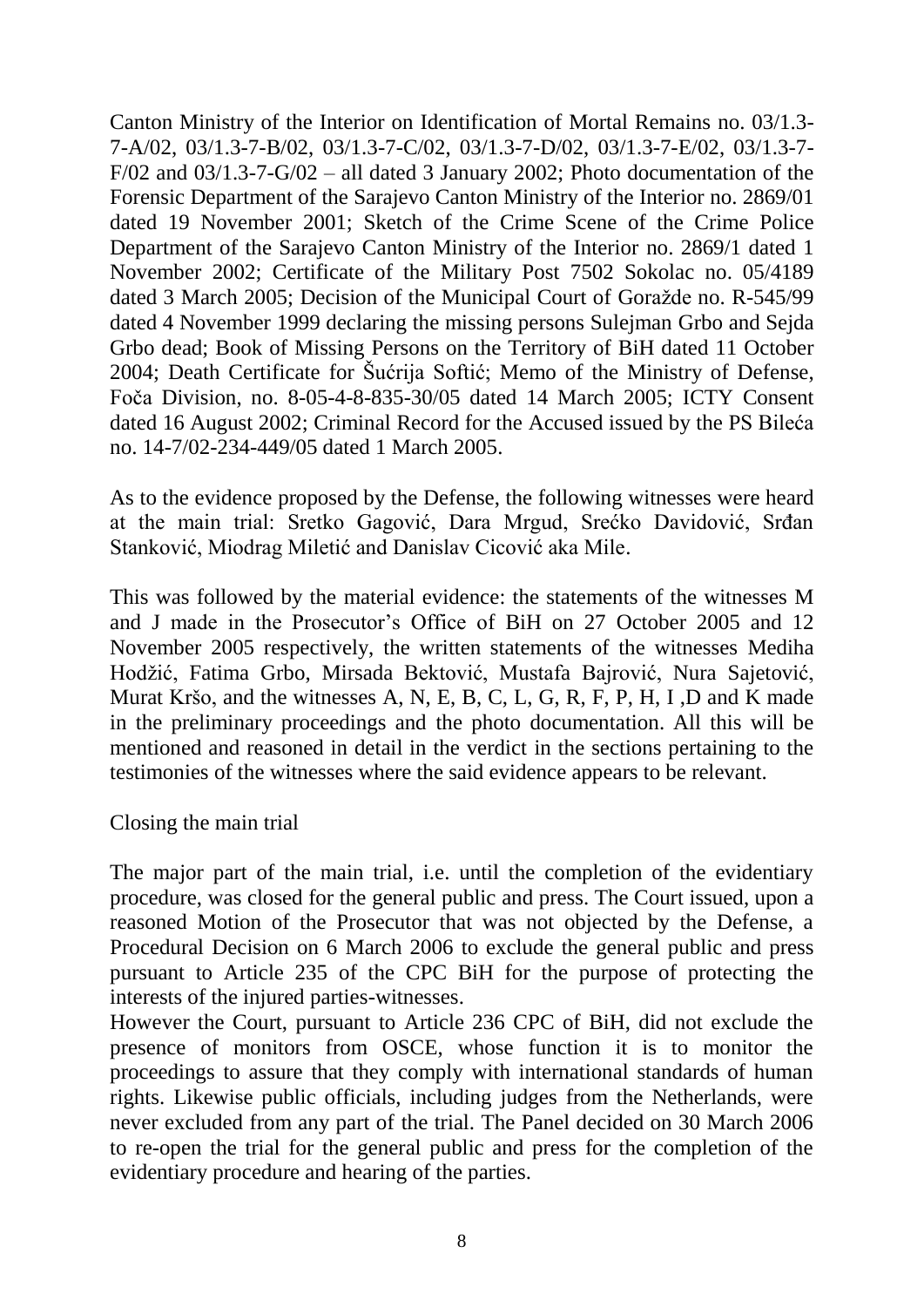Canton Ministry of the Interior on Identification of Mortal Remains no. 03/1.3-7-A/02, 03/1.3-7-B/02, 03/1.3-7-C/02, 03/1.3-7-D/02, 03/1.3-7-E/02, 03/1.3-7-F/02 and 03/1.3-7-G/02 – all dated 3 January 2002; Photo documentation of the Forensic Department of the Sarajevo Canton Ministry of the Interior no. 2869/01 dated 19 November 2001; Sketch of the Crime Scene of the Crime Police Department of the Sarajevo Canton Ministry of the Interior no. 2869/1 dated 1 November 2002; Certificate of the Military Post 7502 Sokolac no. 05/4189 dated 3 March 2005; Decision of the Municipal Court of Goražde no. R-545/99 dated 4 November 1999 declaring the missing persons Sulejman Grbo and Sejda Grbo dead; Book of Missing Persons on the Territory of BiH dated 11 October 2004; Death Certificate for Šućrija Softić; Memo of the Ministry of Defense, Foča Division, no. 8-05-4-8-835-30/05 dated 14 March 2005; ICTY Consent dated 16 August 2002; Criminal Record for the Accused issued by the PS Bileća no. 14-7/02-234-449/05 dated 1 March 2005.

As to the evidence proposed by the Defense, the following witnesses were heard at the main trial: Sretko Gagović, Dara Mrgud, Srećko Davidović, Srđan Stanković, Miodrag Miletić and Danislav Cicović aka Mile.

This was followed by the material evidence: the statements of the witnesses M and J made in the Prosecutor's Office of BiH on 27 October 2005 and 12 November 2005 respectively, the written statements of the witnesses Mediha Hodžić, Fatima Grbo, Mirsada Bektović, Mustafa Bajrović, Nura Sajetović, Murat Kršo, and the witnesses A, N, E, B, C, L, G, R, F, P, H, I ,D and K made in the preliminary proceedings and the photo documentation. All this will be mentioned and reasoned in detail in the verdict in the sections pertaining to the testimonies of the witnesses where the said evidence appears to be relevant.

Closing the main trial

The major part of the main trial, i.e. until the completion of the evidentiary procedure, was closed for the general public and press. The Court issued, upon a reasoned Motion of the Prosecutor that was not objected by the Defense, a Procedural Decision on 6 March 2006 to exclude the general public and press pursuant to Article 235 of the CPC BiH for the purpose of protecting the interests of the injured parties-witnesses.

However the Court, pursuant to Article 236 CPC of BiH, did not exclude the presence of monitors from OSCE, whose function it is to monitor the proceedings to assure that they comply with international standards of human rights. Likewise public officials, including judges from the Netherlands, were never excluded from any part of the trial. The Panel decided on 30 March 2006 to re-open the trial for the general public and press for the completion of the evidentiary procedure and hearing of the parties.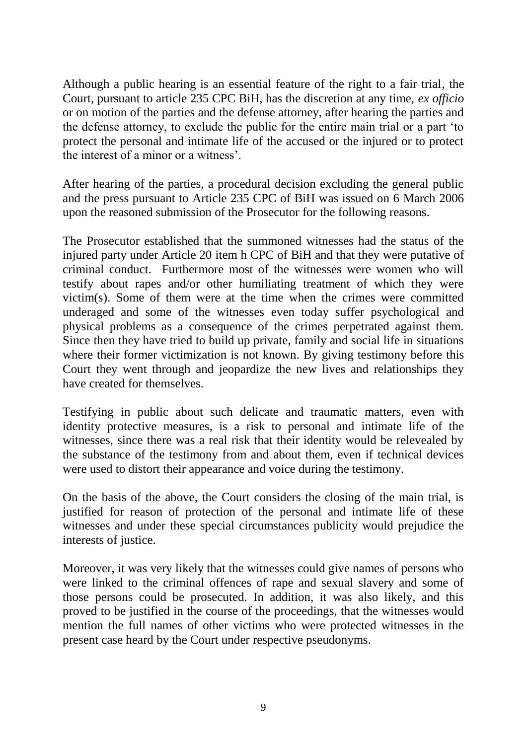Although a public hearing is an essential feature of the right to a fair trial, the Court, pursuant to article 235 CPC BiH, has the discretion at any time, *ex officio* or on motion of the parties and the defense attorney, after hearing the parties and the defense attorney, to exclude the public for the entire main trial or a part 'to protect the personal and intimate life of the accused or the injured or to protect the interest of a minor or a witness'.

After hearing of the parties, a procedural decision excluding the general public and the press pursuant to Article 235 CPC of BiH was issued on 6 March 2006 upon the reasoned submission of the Prosecutor for the following reasons.

The Prosecutor established that the summoned witnesses had the status of the injured party under Article 20 item h CPC of BiH and that they were putative of criminal conduct. Furthermore most of the witnesses were women who will testify about rapes and/or other humiliating treatment of which they were victim(s). Some of them were at the time when the crimes were committed underaged and some of the witnesses even today suffer psychological and physical problems as a consequence of the crimes perpetrated against them. Since then they have tried to build up private, family and social life in situations where their former victimization is not known. By giving testimony before this Court they went through and jeopardize the new lives and relationships they have created for themselves.

Testifying in public about such delicate and traumatic matters, even with identity protective measures, is a risk to personal and intimate life of the witnesses, since there was a real risk that their identity would be relevealed by the substance of the testimony from and about them, even if technical devices were used to distort their appearance and voice during the testimony.

On the basis of the above, the Court considers the closing of the main trial, is justified for reason of protection of the personal and intimate life of these witnesses and under these special circumstances publicity would prejudice the interests of justice.

Moreover, it was very likely that the witnesses could give names of persons who were linked to the criminal offences of rape and sexual slavery and some of those persons could be prosecuted. In addition, it was also likely, and this proved to be justified in the course of the proceedings, that the witnesses would mention the full names of other victims who were protected witnesses in the present case heard by the Court under respective pseudonyms.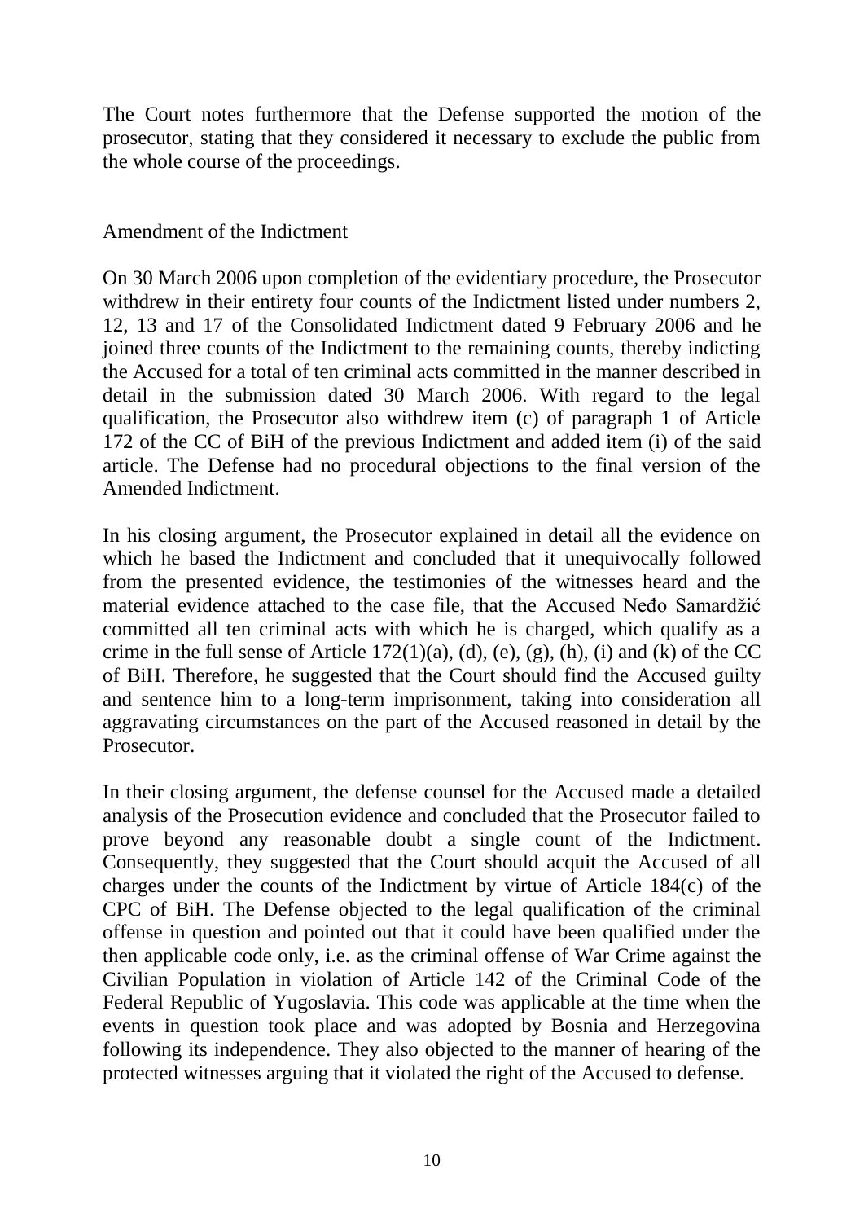The Court notes furthermore that the Defense supported the motion of the prosecutor, stating that they considered it necessary to exclude the public from the whole course of the proceedings.

## Amendment of the Indictment

On 30 March 2006 upon completion of the evidentiary procedure, the Prosecutor withdrew in their entirety four counts of the Indictment listed under numbers 2, 12, 13 and 17 of the Consolidated Indictment dated 9 February 2006 and he joined three counts of the Indictment to the remaining counts, thereby indicting the Accused for a total of ten criminal acts committed in the manner described in detail in the submission dated 30 March 2006. With regard to the legal qualification, the Prosecutor also withdrew item (c) of paragraph 1 of Article 172 of the CC of BiH of the previous Indictment and added item (i) of the said article. The Defense had no procedural objections to the final version of the Amended Indictment.

In his closing argument, the Prosecutor explained in detail all the evidence on which he based the Indictment and concluded that it unequivocally followed from the presented evidence, the testimonies of the witnesses heard and the material evidence attached to the case file, that the Accused Neđo Samardžić committed all ten criminal acts with which he is charged, which qualify as a crime in the full sense of Article 172(1)(a), (d), (e), (g), (h), (i) and (k) of the CC of BiH. Therefore, he suggested that the Court should find the Accused guilty and sentence him to a long-term imprisonment, taking into consideration all aggravating circumstances on the part of the Accused reasoned in detail by the Prosecutor.

In their closing argument, the defense counsel for the Accused made a detailed analysis of the Prosecution evidence and concluded that the Prosecutor failed to prove beyond any reasonable doubt a single count of the Indictment. Consequently, they suggested that the Court should acquit the Accused of all charges under the counts of the Indictment by virtue of Article 184(c) of the CPC of BiH. The Defense objected to the legal qualification of the criminal offense in question and pointed out that it could have been qualified under the then applicable code only, i.e. as the criminal offense of War Crime against the Civilian Population in violation of Article 142 of the Criminal Code of the Federal Republic of Yugoslavia. This code was applicable at the time when the events in question took place and was adopted by Bosnia and Herzegovina following its independence. They also objected to the manner of hearing of the protected witnesses arguing that it violated the right of the Accused to defense.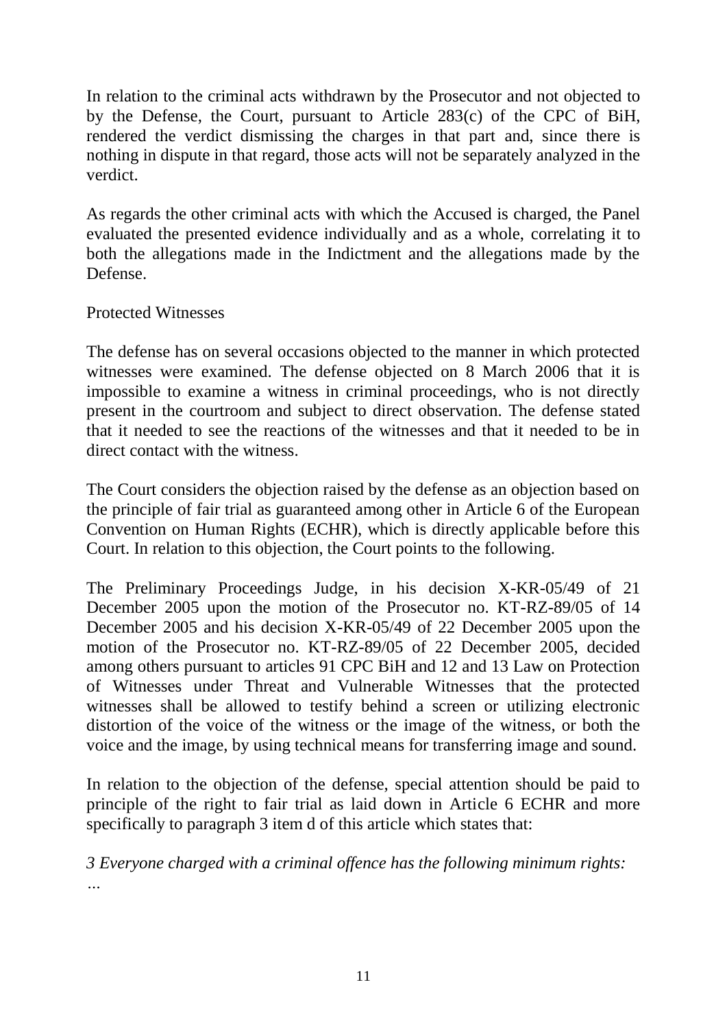In relation to the criminal acts withdrawn by the Prosecutor and not objected to by the Defense, the Court, pursuant to Article 283(c) of the CPC of BiH, rendered the verdict dismissing the charges in that part and, since there is nothing in dispute in that regard, those acts will not be separately analyzed in the verdict.

As regards the other criminal acts with which the Accused is charged, the Panel evaluated the presented evidence individually and as a whole, correlating it to both the allegations made in the Indictment and the allegations made by the Defense.

Protected Witnesses

The defense has on several occasions objected to the manner in which protected witnesses were examined. The defense objected on 8 March 2006 that it is impossible to examine a witness in criminal proceedings, who is not directly present in the courtroom and subject to direct observation. The defense stated that it needed to see the reactions of the witnesses and that it needed to be in direct contact with the witness.

The Court considers the objection raised by the defense as an objection based on the principle of fair trial as guaranteed among other in Article 6 of the European Convention on Human Rights (ECHR), which is directly applicable before this Court. In relation to this objection, the Court points to the following.

The Preliminary Proceedings Judge, in his decision X-KR-05/49 of 21 December 2005 upon the motion of the Prosecutor no. KT-RZ-89/05 of 14 December 2005 and his decision X-KR-05/49 of 22 December 2005 upon the motion of the Prosecutor no. KT-RZ-89/05 of 22 December 2005, decided among others pursuant to articles 91 CPC BiH and 12 and 13 Law on Protection of Witnesses under Threat and Vulnerable Witnesses that the protected witnesses shall be allowed to testify behind a screen or utilizing electronic distortion of the voice of the witness or the image of the witness, or both the voice and the image, by using technical means for transferring image and sound.

In relation to the objection of the defense, special attention should be paid to principle of the right to fair trial as laid down in Article 6 ECHR and more specifically to paragraph 3 item d of this article which states that:

*3 Everyone charged with a criminal offence has the following minimum rights:*
*…*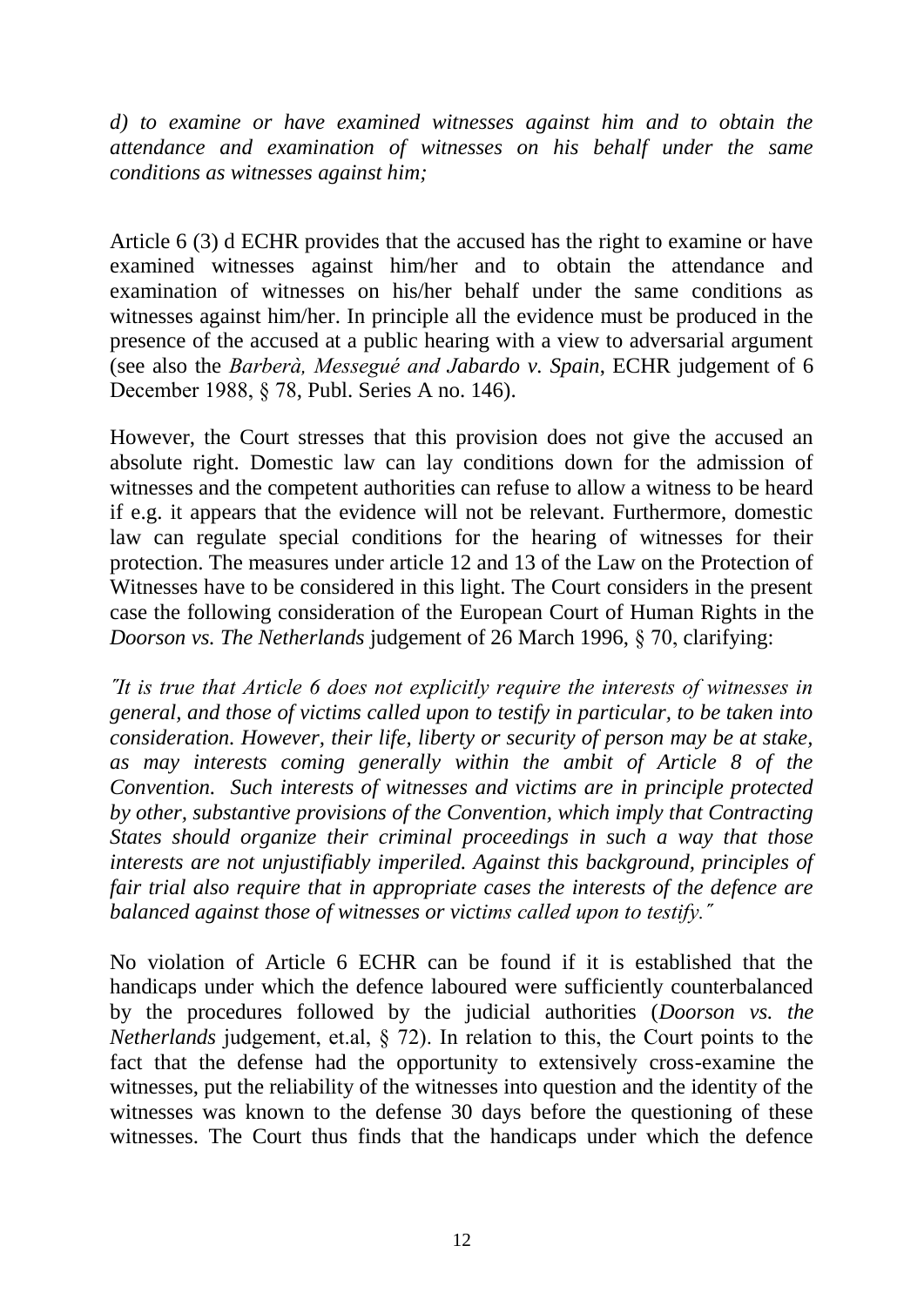*d) to examine or have examined witnesses against him and to obtain the attendance and examination of witnesses on his behalf under the same conditions as witnesses against him;*

Article 6 (3) d ECHR provides that the accused has the right to examine or have examined witnesses against him/her and to obtain the attendance and examination of witnesses on his/her behalf under the same conditions as witnesses against him/her. In principle all the evidence must be produced in the presence of the accused at a public hearing with a view to adversarial argument (see also the *Barberà, Messegué and Jabardo v. Spain*, ECHR judgement of 6 December 1988, § 78, Publ. Series A no. 146).

However, the Court stresses that this provision does not give the accused an absolute right. Domestic law can lay conditions down for the admission of witnesses and the competent authorities can refuse to allow a witness to be heard if e.g. it appears that the evidence will not be relevant. Furthermore, domestic law can regulate special conditions for the hearing of witnesses for their protection. The measures under article 12 and 13 of the Law on the Protection of Witnesses have to be considered in this light. The Court considers in the present case the following consideration of the European Court of Human Rights in the *Doorson vs. The Netherlands* judgement of 26 March 1996, § 70, clarifying:

*"It is true that Article 6 does not explicitly require the interests of witnesses in general, and those of victims called upon to testify in particular, to be taken into consideration. However, their life, liberty or security of person may be at stake, as may interests coming generally within the ambit of Article 8 of the Convention. Such interests of witnesses and victims are in principle protected by other, substantive provisions of the Convention, which imply that Contracting States should organize their criminal proceedings in such a way that those interests are not unjustifiably imperiled. Against this background, principles of fair trial also require that in appropriate cases the interests of the defence are balanced against those of witnesses or victims called upon to testify."*

No violation of Article 6 ECHR can be found if it is established that the handicaps under which the defence laboured were sufficiently counterbalanced by the procedures followed by the judicial authorities (*Doorson vs. the Netherlands* judgement, et.al, § 72). In relation to this, the Court points to the fact that the defense had the opportunity to extensively cross-examine the witnesses, put the reliability of the witnesses into question and the identity of the witnesses was known to the defense 30 days before the questioning of these witnesses. The Court thus finds that the handicaps under which the defence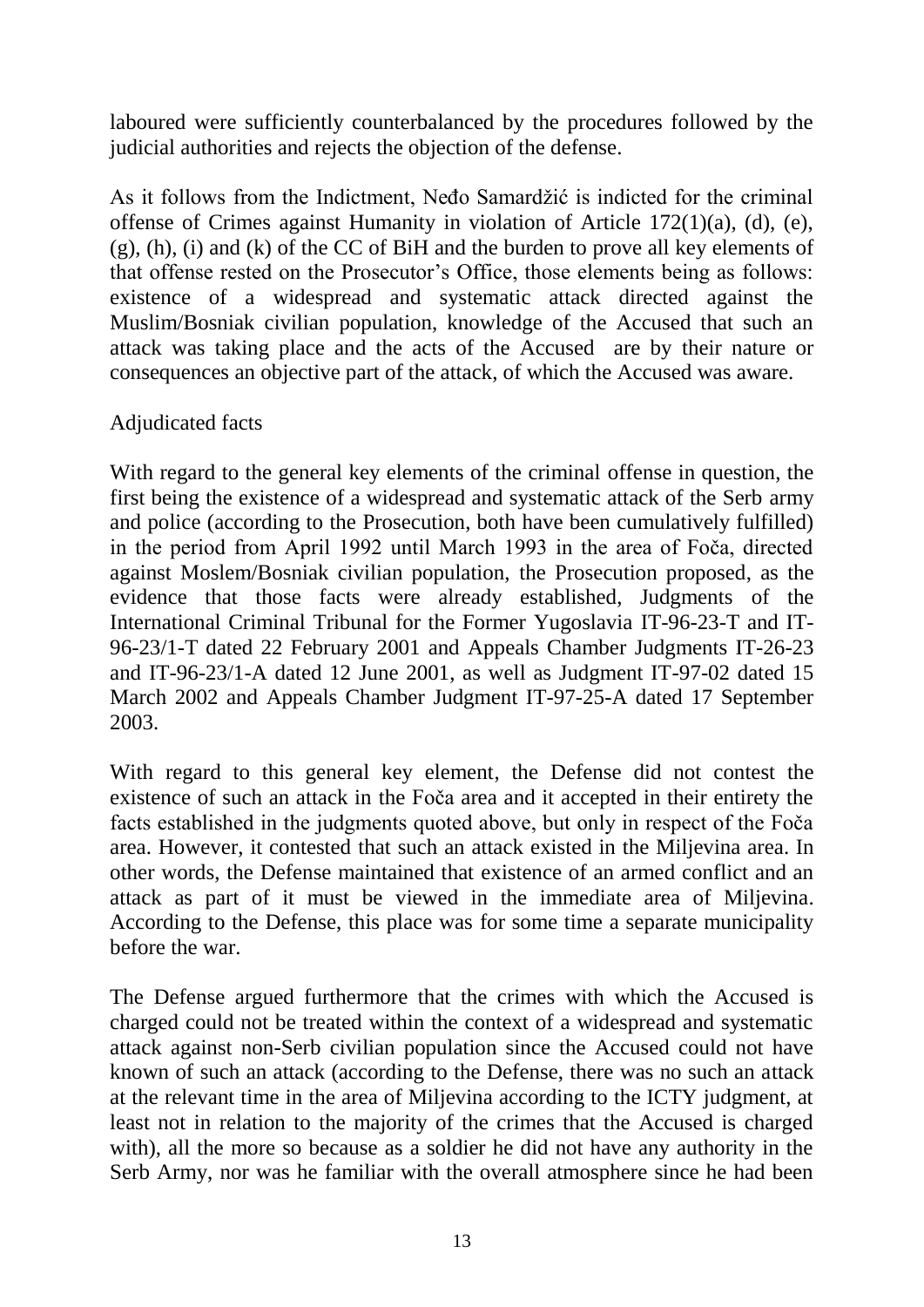laboured were sufficiently counterbalanced by the procedures followed by the judicial authorities and rejects the objection of the defense.

As it follows from the Indictment, Neđo Samardžić is indicted for the criminal offense of Crimes against Humanity in violation of Article 172(1)(a), (d), (e), (g), (h), (i) and (k) of the CC of BiH and the burden to prove all key elements of that offense rested on the Prosecutor's Office, those elements being as follows: existence of a widespread and systematic attack directed against the Muslim/Bosniak civilian population, knowledge of the Accused that such an attack was taking place and the acts of the Accused are by their nature or consequences an objective part of the attack, of which the Accused was aware.

Adjudicated facts

With regard to the general key elements of the criminal offense in question, the first being the existence of a widespread and systematic attack of the Serb army and police (according to the Prosecution, both have been cumulatively fulfilled) in the period from April 1992 until March 1993 in the area of Foča, directed against Moslem/Bosniak civilian population, the Prosecution proposed, as the evidence that those facts were already established, Judgments of the International Criminal Tribunal for the Former Yugoslavia IT-96-23-T and IT-96-23/1-T dated 22 February 2001 and Appeals Chamber Judgments IT-26-23 and IT-96-23/1-A dated 12 June 2001, as well as Judgment IT-97-02 dated 15 March 2002 and Appeals Chamber Judgment IT-97-25-A dated 17 September 2003.

With regard to this general key element, the Defense did not contest the existence of such an attack in the Foča area and it accepted in their entirety the facts established in the judgments quoted above, but only in respect of the Foča area. However, it contested that such an attack existed in the Miljevina area. In other words, the Defense maintained that existence of an armed conflict and an attack as part of it must be viewed in the immediate area of Miljevina. According to the Defense, this place was for some time a separate municipality before the war.

The Defense argued furthermore that the crimes with which the Accused is charged could not be treated within the context of a widespread and systematic attack against non-Serb civilian population since the Accused could not have known of such an attack (according to the Defense, there was no such an attack at the relevant time in the area of Miljevina according to the ICTY judgment, at least not in relation to the majority of the crimes that the Accused is charged with), all the more so because as a soldier he did not have any authority in the Serb Army, nor was he familiar with the overall atmosphere since he had been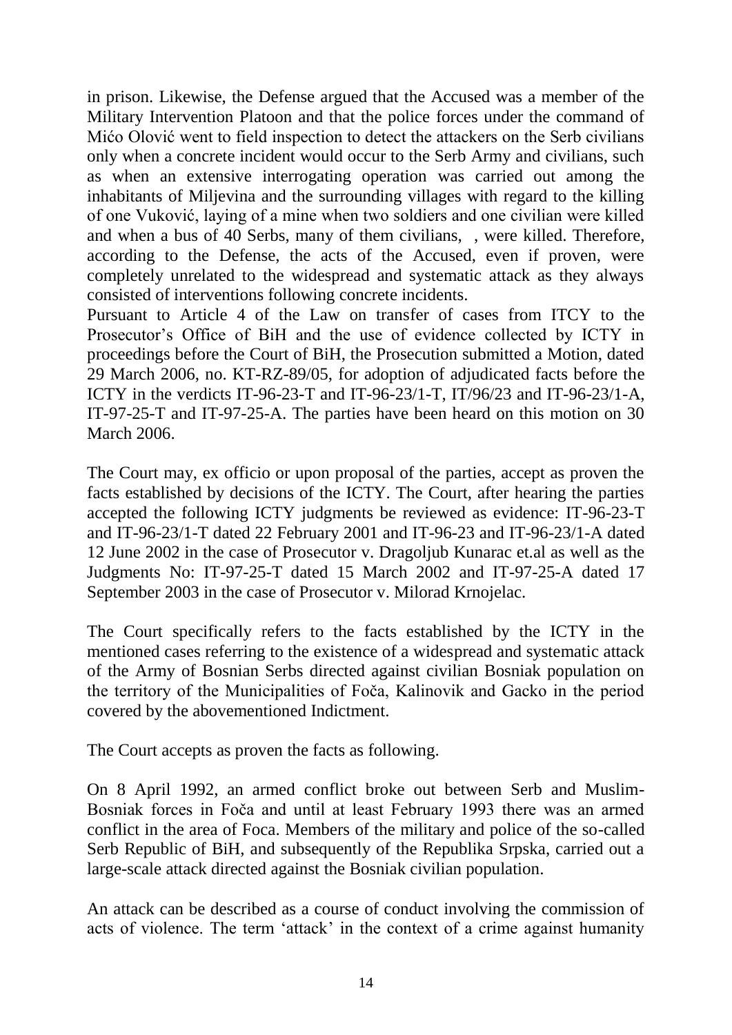in prison. Likewise, the Defense argued that the Accused was a member of the Military Intervention Platoon and that the police forces under the command of Mićo Olović went to field inspection to detect the attackers on the Serb civilians only when a concrete incident would occur to the Serb Army and civilians, such as when an extensive interrogating operation was carried out among the inhabitants of Miljevina and the surrounding villages with regard to the killing of one Vuković, laying of a mine when two soldiers and one civilian were killed and when a bus of 40 Serbs, many of them civilians, , were killed. Therefore, according to the Defense, the acts of the Accused, even if proven, were completely unrelated to the widespread and systematic attack as they always consisted of interventions following concrete incidents.

Pursuant to Article 4 of the Law on transfer of cases from ITCY to the Prosecutor's Office of BiH and the use of evidence collected by ICTY in proceedings before the Court of BiH, the Prosecution submitted a Motion, dated 29 March 2006, no. KT-RZ-89/05, for adoption of adjudicated facts before the ICTY in the verdicts IT-96-23-T and IT-96-23/1-T, IT/96/23 and IT-96-23/1-A, IT-97-25-T and IT-97-25-A. The parties have been heard on this motion on 30 March 2006.

The Court may, ex officio or upon proposal of the parties, accept as proven the facts established by decisions of the ICTY. The Court, after hearing the parties accepted the following ICTY judgments be reviewed as evidence: IT-96-23-T and IT-96-23/1-T dated 22 February 2001 and IT-96-23 and IT-96-23/1-A dated 12 June 2002 in the case of Prosecutor v. Dragoljub Kunarac et.al as well as the Judgments No: IT-97-25-T dated 15 March 2002 and IT-97-25-A dated 17 September 2003 in the case of Prosecutor v. Milorad Krnojelac.

The Court specifically refers to the facts established by the ICTY in the mentioned cases referring to the existence of a widespread and systematic attack of the Army of Bosnian Serbs directed against civilian Bosniak population on the territory of the Municipalities of Foča, Kalinovik and Gacko in the period covered by the abovementioned Indictment.

The Court accepts as proven the facts as following.

On 8 April 1992, an armed conflict broke out between Serb and Muslim-Bosniak forces in Foča and until at least February 1993 there was an armed conflict in the area of Foca. Members of the military and police of the so-called Serb Republic of BiH, and subsequently of the Republika Srpska, carried out a large-scale attack directed against the Bosniak civilian population.

An attack can be described as a course of conduct involving the commission of acts of violence. The term 'attack' in the context of a crime against humanity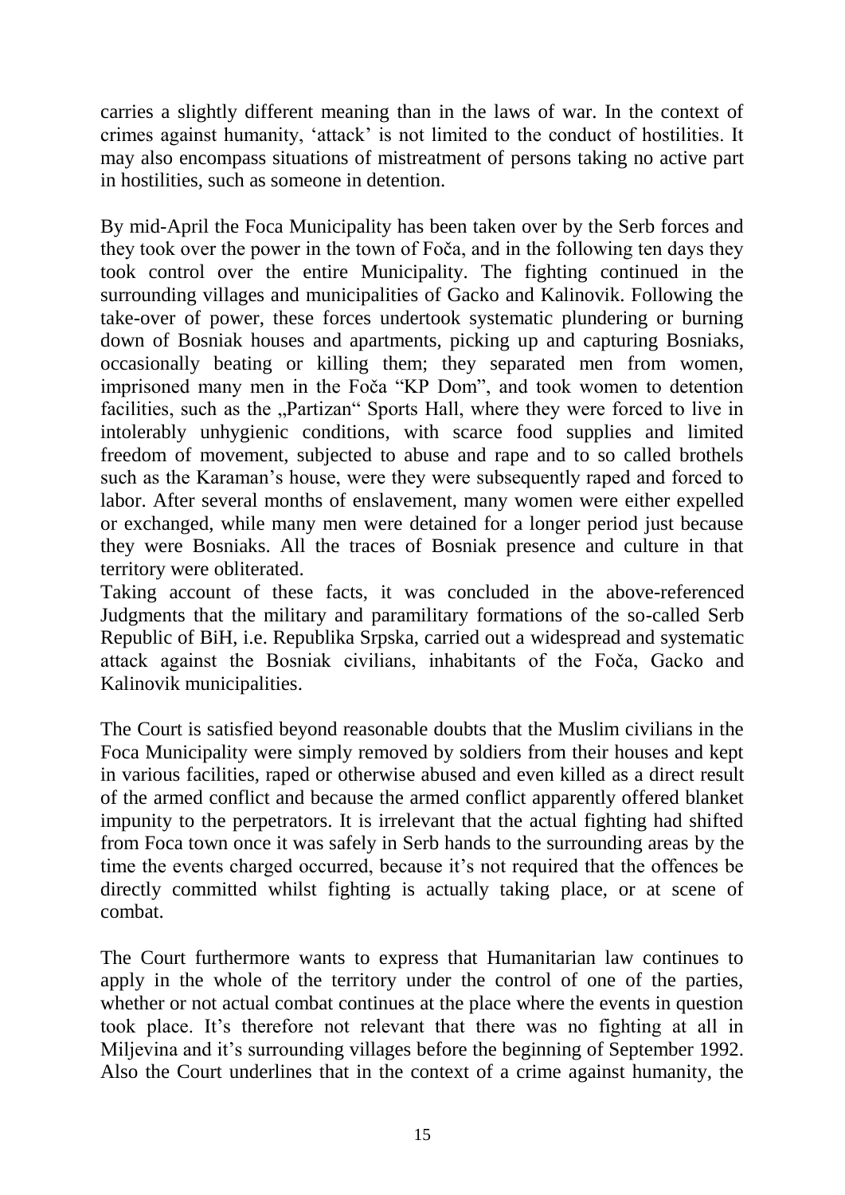carries a slightly different meaning than in the laws of war. In the context of crimes against humanity, 'attack' is not limited to the conduct of hostilities. It may also encompass situations of mistreatment of persons taking no active part in hostilities, such as someone in detention.

By mid-April the Foca Municipality has been taken over by the Serb forces and they took over the power in the town of Foča, and in the following ten days they took control over the entire Municipality. The fighting continued in the surrounding villages and municipalities of Gacko and Kalinovik. Following the take-over of power, these forces undertook systematic plundering or burning down of Bosniak houses and apartments, picking up and capturing Bosniaks, occasionally beating or killing them; they separated men from women, imprisoned many men in the Foča "KP Dom", and took women to detention facilities, such as the „Partizan" Sports Hall, where they were forced to live in intolerably unhygienic conditions, with scarce food supplies and limited freedom of movement, subjected to abuse and rape and to so called brothels such as the Karaman's house, were they were subsequently raped and forced to labor. After several months of enslavement, many women were either expelled or exchanged, while many men were detained for a longer period just because they were Bosniaks. All the traces of Bosniak presence and culture in that territory were obliterated.
Taking account of these facts, it was concluded in the above-referenced Judgments that the military and paramilitary formations of the so-called Serb Republic of BiH, i.e. Republika Srpska, carried out a widespread and systematic attack against the Bosniak civilians, inhabitants of the Foča, Gacko and Kalinovik municipalities.

The Court is satisfied beyond reasonable doubts that the Muslim civilians in the Foca Municipality were simply removed by soldiers from their houses and kept in various facilities, raped or otherwise abused and even killed as a direct result of the armed conflict and because the armed conflict apparently offered blanket impunity to the perpetrators. It is irrelevant that the actual fighting had shifted from Foca town once it was safely in Serb hands to the surrounding areas by the time the events charged occurred, because it's not required that the offences be directly committed whilst fighting is actually taking place, or at scene of combat.

The Court furthermore wants to express that Humanitarian law continues to apply in the whole of the territory under the control of one of the parties, whether or not actual combat continues at the place where the events in question took place. It's therefore not relevant that there was no fighting at all in Miljevina and it's surrounding villages before the beginning of September 1992. Also the Court underlines that in the context of a crime against humanity, the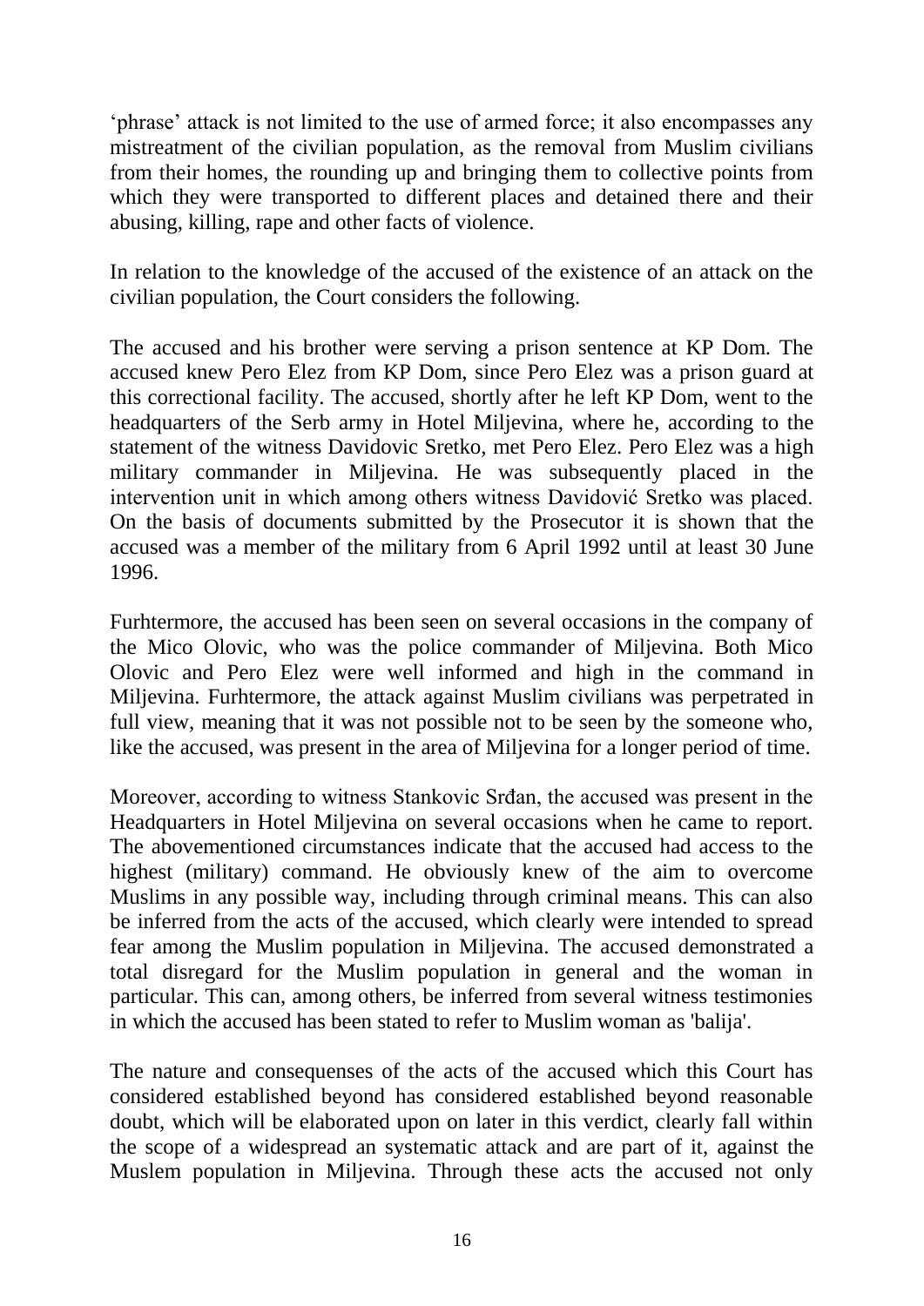'phrase' attack is not limited to the use of armed force; it also encompasses any mistreatment of the civilian population, as the removal from Muslim civilians from their homes, the rounding up and bringing them to collective points from which they were transported to different places and detained there and their abusing, killing, rape and other facts of violence.

In relation to the knowledge of the accused of the existence of an attack on the civilian population, the Court considers the following.

The accused and his brother were serving a prison sentence at KP Dom. The accused knew Pero Elez from KP Dom, since Pero Elez was a prison guard at this correctional facility. The accused, shortly after he left KP Dom, went to the headquarters of the Serb army in Hotel Miljevina, where he, according to the statement of the witness Davidovic Sretko, met Pero Elez. Pero Elez was a high military commander in Miljevina. He was subsequently placed in the intervention unit in which among others witness Davidović Sretko was placed. On the basis of documents submitted by the Prosecutor it is shown that the accused was a member of the military from 6 April 1992 until at least 30 June 1996.

Furhtermore, the accused has been seen on several occasions in the company of the Mico Olovic, who was the police commander of Miljevina. Both Mico Olovic and Pero Elez were well informed and high in the command in Miljevina. Furhtermore, the attack against Muslim civilians was perpetrated in full view, meaning that it was not possible not to be seen by the someone who, like the accused, was present in the area of Miljevina for a longer period of time.

Moreover, according to witness Stankovic Srđan, the accused was present in the Headquarters in Hotel Miljevina on several occasions when he came to report. The abovementioned circumstances indicate that the accused had access to the highest (military) command. He obviously knew of the aim to overcome Muslims in any possible way, including through criminal means. This can also be inferred from the acts of the accused, which clearly were intended to spread fear among the Muslim population in Miljevina. The accused demonstrated a total disregard for the Muslim population in general and the woman in particular. This can, among others, be inferred from several witness testimonies in which the accused has been stated to refer to Muslim woman as 'balija'.

The nature and consequenses of the acts of the accused which this Court has considered established beyond has considered established beyond reasonable doubt, which will be elaborated upon on later in this verdict, clearly fall within the scope of a widespread an systematic attack and are part of it, against the Muslem population in Miljevina. Through these acts the accused not only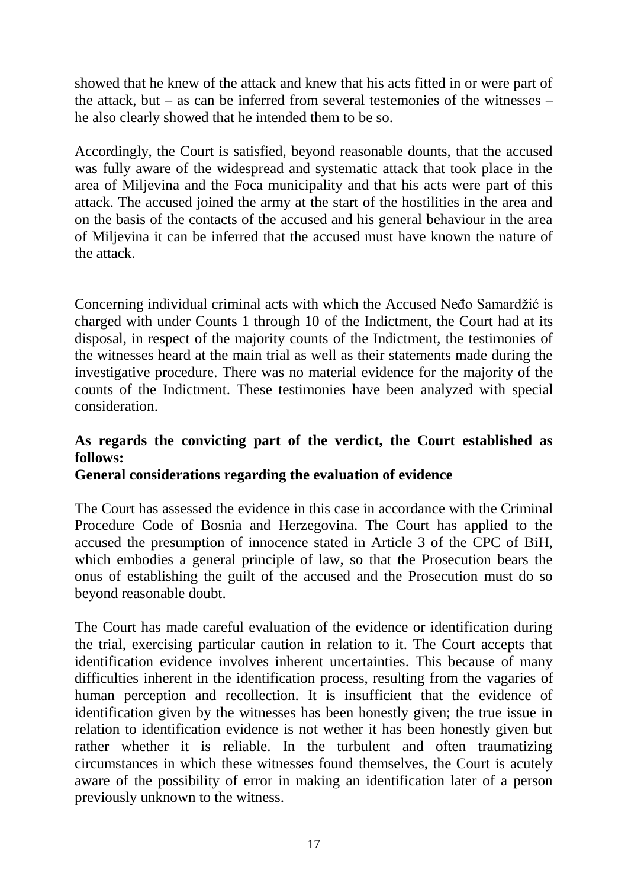showed that he knew of the attack and knew that his acts fitted in or were part of the attack, but – as can be inferred from several testemonies of the witnesses – he also clearly showed that he intended them to be so.

Accordingly, the Court is satisfied, beyond reasonable dounts, that the accused was fully aware of the widespread and systematic attack that took place in the area of Miljevina and the Foca municipality and that his acts were part of this attack. The accused joined the army at the start of the hostilities in the area and on the basis of the contacts of the accused and his general behaviour in the area of Miljevina it can be inferred that the accused must have known the nature of the attack.

Concerning individual criminal acts with which the Accused Neđo Samardžić is charged with under Counts 1 through 10 of the Indictment, the Court had at its disposal, in respect of the majority counts of the Indictment, the testimonies of the witnesses heard at the main trial as well as their statements made during the investigative procedure. There was no material evidence for the majority of the counts of the Indictment. These testimonies have been analyzed with special consideration.

**As regards the convicting part of the verdict, the Court established as follows:**

**General considerations regarding the evaluation of evidence**

The Court has assessed the evidence in this case in accordance with the Criminal Procedure Code of Bosnia and Herzegovina. The Court has applied to the accused the presumption of innocence stated in Article 3 of the CPC of BiH, which embodies a general principle of law, so that the Prosecution bears the onus of establishing the guilt of the accused and the Prosecution must do so beyond reasonable doubt.

The Court has made careful evaluation of the evidence or identification during the trial, exercising particular caution in relation to it. The Court accepts that identification evidence involves inherent uncertainties. This because of many difficulties inherent in the identification process, resulting from the vagaries of human perception and recollection. It is insufficient that the evidence of identification given by the witnesses has been honestly given; the true issue in relation to identification evidence is not wether it has been honestly given but rather whether it is reliable. In the turbulent and often traumatizing circumstances in which these witnesses found themselves, the Court is acutely aware of the possibility of error in making an identification later of a person previously unknown to the witness.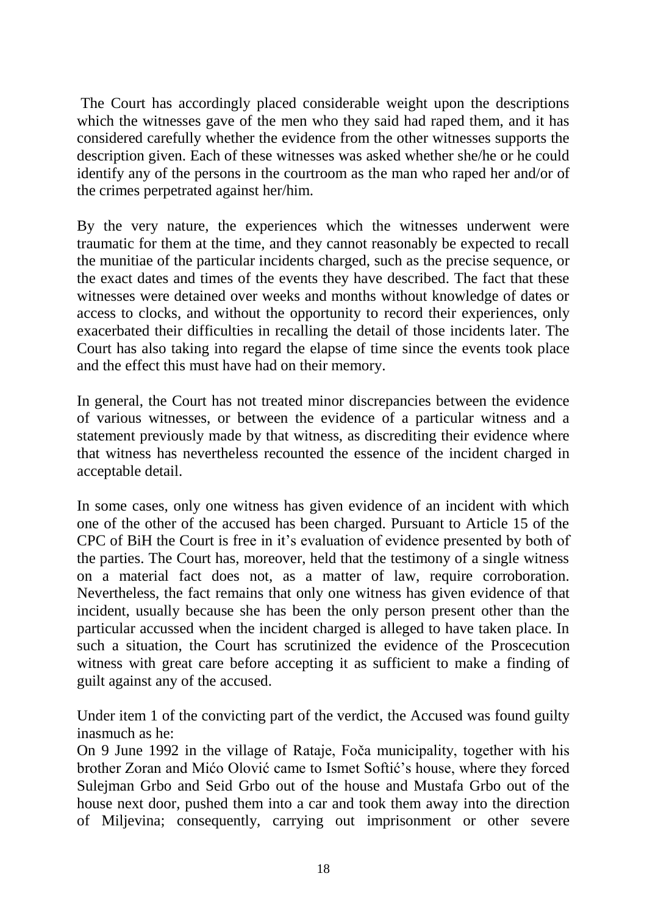The Court has accordingly placed considerable weight upon the descriptions which the witnesses gave of the men who they said had raped them, and it has considered carefully whether the evidence from the other witnesses supports the description given. Each of these witnesses was asked whether she/he or he could identify any of the persons in the courtroom as the man who raped her and/or of the crimes perpetrated against her/him.

By the very nature, the experiences which the witnesses underwent were traumatic for them at the time, and they cannot reasonably be expected to recall the munitiae of the particular incidents charged, such as the precise sequence, or the exact dates and times of the events they have described. The fact that these witnesses were detained over weeks and months without knowledge of dates or access to clocks, and without the opportunity to record their experiences, only exacerbated their difficulties in recalling the detail of those incidents later. The Court has also taking into regard the elapse of time since the events took place and the effect this must have had on their memory.

In general, the Court has not treated minor discrepancies between the evidence of various witnesses, or between the evidence of a particular witness and a statement previously made by that witness, as discrediting their evidence where that witness has nevertheless recounted the essence of the incident charged in acceptable detail.

In some cases, only one witness has given evidence of an incident with which one of the other of the accused has been charged. Pursuant to Article 15 of the CPC of BiH the Court is free in it's evaluation of evidence presented by both of the parties. The Court has, moreover, held that the testimony of a single witness on a material fact does not, as a matter of law, require corroboration. Nevertheless, the fact remains that only one witness has given evidence of that incident, usually because she has been the only person present other than the particular accussed when the incident charged is alleged to have taken place. In such a situation, the Court has scrutinized the evidence of the Proscecution witness with great care before accepting it as sufficient to make a finding of guilt against any of the accused.

Under item 1 of the convicting part of the verdict, the Accused was found guilty inasmuch as he:
On 9 June 1992 in the village of Rataje, Foča municipality, together with his brother Zoran and Mićo Olović came to Ismet Softić's house, where they forced Sulejman Grbo and Seid Grbo out of the house and Mustafa Grbo out of the house next door, pushed them into a car and took them away into the direction of Miljevina; consequently, carrying out imprisonment or other severe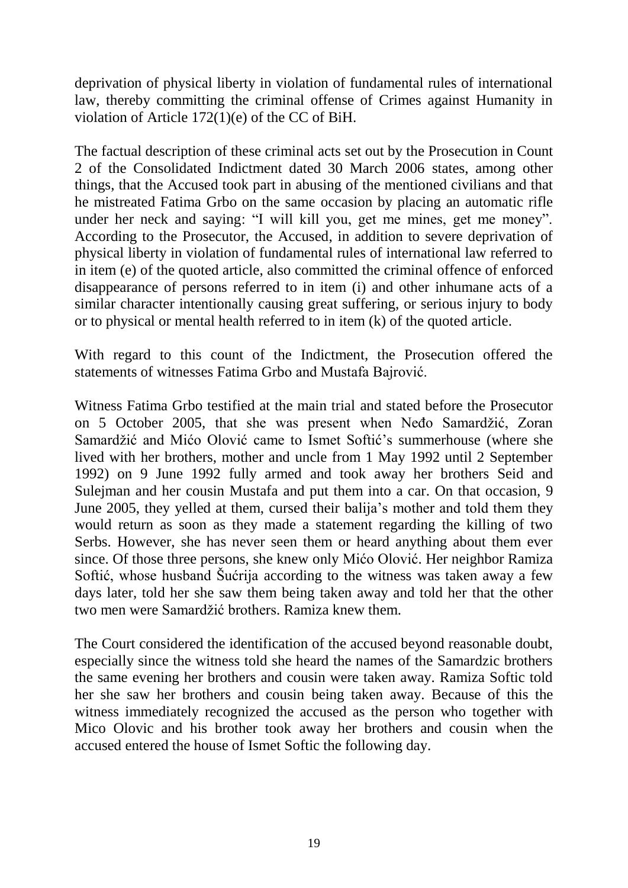deprivation of physical liberty in violation of fundamental rules of international law, thereby committing the criminal offense of Crimes against Humanity in violation of Article 172(1)(e) of the CC of BiH.

The factual description of these criminal acts set out by the Prosecution in Count 2 of the Consolidated Indictment dated 30 March 2006 states, among other things, that the Accused took part in abusing of the mentioned civilians and that he mistreated Fatima Grbo on the same occasion by placing an automatic rifle under her neck and saying: "I will kill you, get me mines, get me money". According to the Prosecutor, the Accused, in addition to severe deprivation of physical liberty in violation of fundamental rules of international law referred to in item (e) of the quoted article, also committed the criminal offence of enforced disappearance of persons referred to in item (i) and other inhumane acts of a similar character intentionally causing great suffering, or serious injury to body or to physical or mental health referred to in item (k) of the quoted article.

With regard to this count of the Indictment, the Prosecution offered the statements of witnesses Fatima Grbo and Mustafa Bajrović.

Witness Fatima Grbo testified at the main trial and stated before the Prosecutor on 5 October 2005, that she was present when Neđo Samardžić, Zoran Samardžić and Mićo Olović came to Ismet Softić's summerhouse (where she lived with her brothers, mother and uncle from 1 May 1992 until 2 September 1992) on 9 June 1992 fully armed and took away her brothers Seid and Sulejman and her cousin Mustafa and put them into a car. On that occasion, 9 June 2005, they yelled at them, cursed their balija's mother and told them they would return as soon as they made a statement regarding the killing of two Serbs. However, she has never seen them or heard anything about them ever since. Of those three persons, she knew only Mićo Olović. Her neighbor Ramiza Softić, whose husband Šućrija according to the witness was taken away a few days later, told her she saw them being taken away and told her that the other two men were Samardžić brothers. Ramiza knew them.

The Court considered the identification of the accused beyond reasonable doubt, especially since the witness told she heard the names of the Samardzic brothers the same evening her brothers and cousin were taken away. Ramiza Softic told her she saw her brothers and cousin being taken away. Because of this the witness immediately recognized the accused as the person who together with Mico Olovic and his brother took away her brothers and cousin when the accused entered the house of Ismet Softic the following day.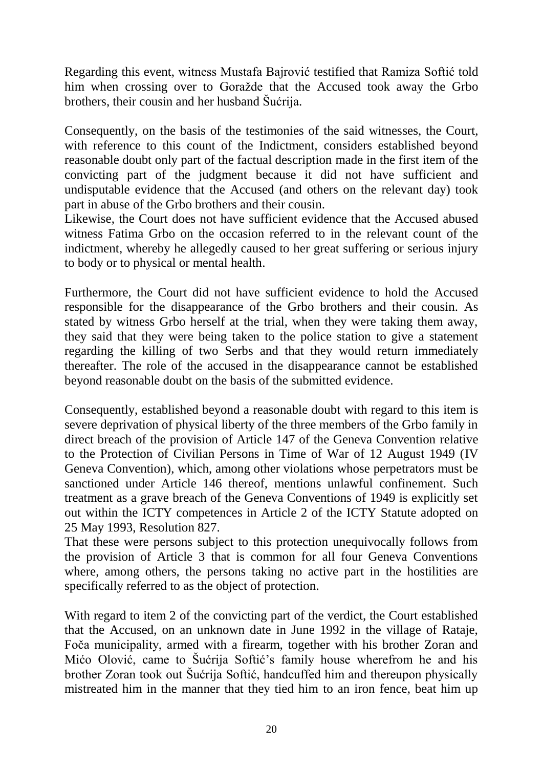Regarding this event, witness Mustafa Bajrović testified that Ramiza Softić told him when crossing over to Goražde that the Accused took away the Grbo brothers, their cousin and her husband Šućrija.

Consequently, on the basis of the testimonies of the said witnesses, the Court, with reference to this count of the Indictment, considers established beyond reasonable doubt only part of the factual description made in the first item of the convicting part of the judgment because it did not have sufficient and undisputable evidence that the Accused (and others on the relevant day) took part in abuse of the Grbo brothers and their cousin.

Likewise, the Court does not have sufficient evidence that the Accused abused witness Fatima Grbo on the occasion referred to in the relevant count of the indictment, whereby he allegedly caused to her great suffering or serious injury to body or to physical or mental health.

Furthermore, the Court did not have sufficient evidence to hold the Accused responsible for the disappearance of the Grbo brothers and their cousin. As stated by witness Grbo herself at the trial, when they were taking them away, they said that they were being taken to the police station to give a statement regarding the killing of two Serbs and that they would return immediately thereafter. The role of the accused in the disappearance cannot be established beyond reasonable doubt on the basis of the submitted evidence.

Consequently, established beyond a reasonable doubt with regard to this item is severe deprivation of physical liberty of the three members of the Grbo family in direct breach of the provision of Article 147 of the Geneva Convention relative to the Protection of Civilian Persons in Time of War of 12 August 1949 (IV Geneva Convention), which, among other violations whose perpetrators must be sanctioned under Article 146 thereof, mentions unlawful confinement. Such treatment as a grave breach of the Geneva Conventions of 1949 is explicitly set out within the ICTY competences in Article 2 of the ICTY Statute adopted on 25 May 1993, Resolution 827.

That these were persons subject to this protection unequivocally follows from the provision of Article 3 that is common for all four Geneva Conventions where, among others, the persons taking no active part in the hostilities are specifically referred to as the object of protection.

With regard to item 2 of the convicting part of the verdict, the Court established that the Accused, on an unknown date in June 1992 in the village of Rataje, Foča municipality, armed with a firearm, together with his brother Zoran and Mićo Olović, came to Šućrija Softić's family house wherefrom he and his brother Zoran took out Šućrija Softić, handcuffed him and thereupon physically mistreated him in the manner that they tied him to an iron fence, beat him up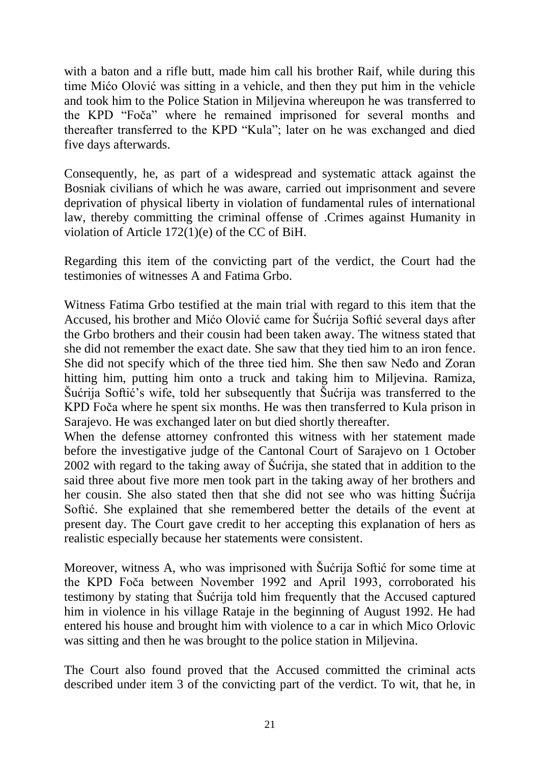with a baton and a rifle butt, made him call his brother Raif, while during this time Mićo Olović was sitting in a vehicle, and then they put him in the vehicle and took him to the Police Station in Miljevina whereupon he was transferred to the KPD "Foča" where he remained imprisoned for several months and thereafter transferred to the KPD "Kula"; later on he was exchanged and died five days afterwards.

Consequently, he, as part of a widespread and systematic attack against the Bosniak civilians of which he was aware, carried out imprisonment and severe deprivation of physical liberty in violation of fundamental rules of international law, thereby committing the criminal offense of .Crimes against Humanity in violation of Article 172(1)(e) of the CC of BiH.

Regarding this item of the convicting part of the verdict, the Court had the testimonies of witnesses A and Fatima Grbo.

Witness Fatima Grbo testified at the main trial with regard to this item that the Accused, his brother and Mićo Olović came for Šućrija Softić several days after the Grbo brothers and their cousin had been taken away. The witness stated that she did not remember the exact date. She saw that they tied him to an iron fence. She did not specify which of the three tied him. She then saw Neđo and Zoran hitting him, putting him onto a truck and taking him to Miljevina. Ramiza, Šućrija Softić's wife, told her subsequently that Šućrija was transferred to the KPD Foča where he spent six months. He was then transferred to Kula prison in Sarajevo. He was exchanged later on but died shortly thereafter.
When the defense attorney confronted this witness with her statement made before the investigative judge of the Cantonal Court of Sarajevo on 1 October 2002 with regard to the taking away of Šućrija, she stated that in addition to the said three about five more men took part in the taking away of her brothers and her cousin. She also stated then that she did not see who was hitting Šućrija Softić. She explained that she remembered better the details of the event at present day. The Court gave credit to her accepting this explanation of hers as realistic especially because her statements were consistent.

Moreover, witness A, who was imprisoned with Šućrija Softić for some time at the KPD Foča between November 1992 and April 1993, corroborated his testimony by stating that Šućrija told him frequently that the Accused captured him in violence in his village Rataje in the beginning of August 1992. He had entered his house and brought him with violence to a car in which Mico Orlovic was sitting and then he was brought to the police station in Miljevina.

The Court also found proved that the Accused committed the criminal acts described under item 3 of the convicting part of the verdict. To wit, that he, in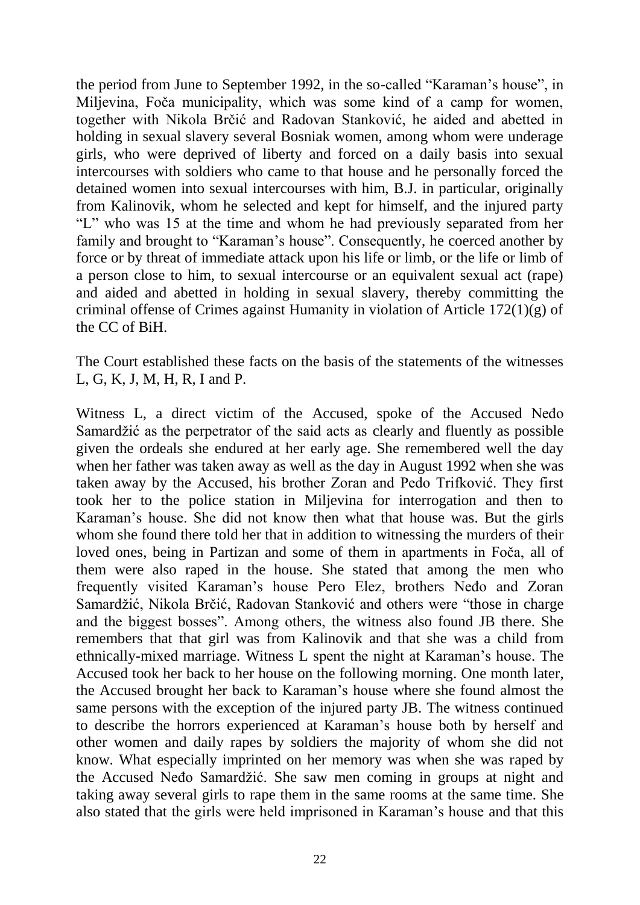the period from June to September 1992, in the so-called "Karaman's house", in Miljevina, Foča municipality, which was some kind of a camp for women, together with Nikola Brčić and Radovan Stanković, he aided and abetted in holding in sexual slavery several Bosniak women, among whom were underage girls, who were deprived of liberty and forced on a daily basis into sexual intercourses with soldiers who came to that house and he personally forced the detained women into sexual intercourses with him, B.J. in particular, originally from Kalinovik, whom he selected and kept for himself, and the injured party "L" who was 15 at the time and whom he had previously separated from her family and brought to "Karaman's house". Consequently, he coerced another by force or by threat of immediate attack upon his life or limb, or the life or limb of a person close to him, to sexual intercourse or an equivalent sexual act (rape) and aided and abetted in holding in sexual slavery, thereby committing the criminal offense of Crimes against Humanity in violation of Article 172(1)(g) of the CC of BiH.

The Court established these facts on the basis of the statements of the witnesses L, G, K, J, M, H, R, I and P.

Witness L, a direct victim of the Accused, spoke of the Accused Neđo Samardžić as the perpetrator of the said acts as clearly and fluently as possible given the ordeals she endured at her early age. She remembered well the day when her father was taken away as well as the day in August 1992 when she was taken away by the Accused, his brother Zoran and Pedo Trifković. They first took her to the police station in Miljevina for interrogation and then to Karaman's house. She did not know then what that house was. But the girls whom she found there told her that in addition to witnessing the murders of their loved ones, being in Partizan and some of them in apartments in Foča, all of them were also raped in the house. She stated that among the men who frequently visited Karaman's house Pero Elez, brothers Neđo and Zoran Samardžić, Nikola Brčić, Radovan Stanković and others were "those in charge and the biggest bosses". Among others, the witness also found JB there. She remembers that that girl was from Kalinovik and that she was a child from ethnically-mixed marriage. Witness L spent the night at Karaman's house. The Accused took her back to her house on the following morning. One month later, the Accused brought her back to Karaman's house where she found almost the same persons with the exception of the injured party JB. The witness continued to describe the horrors experienced at Karaman's house both by herself and other women and daily rapes by soldiers the majority of whom she did not know. What especially imprinted on her memory was when she was raped by the Accused Neđo Samardžić. She saw men coming in groups at night and taking away several girls to rape them in the same rooms at the same time. She also stated that the girls were held imprisoned in Karaman's house and that this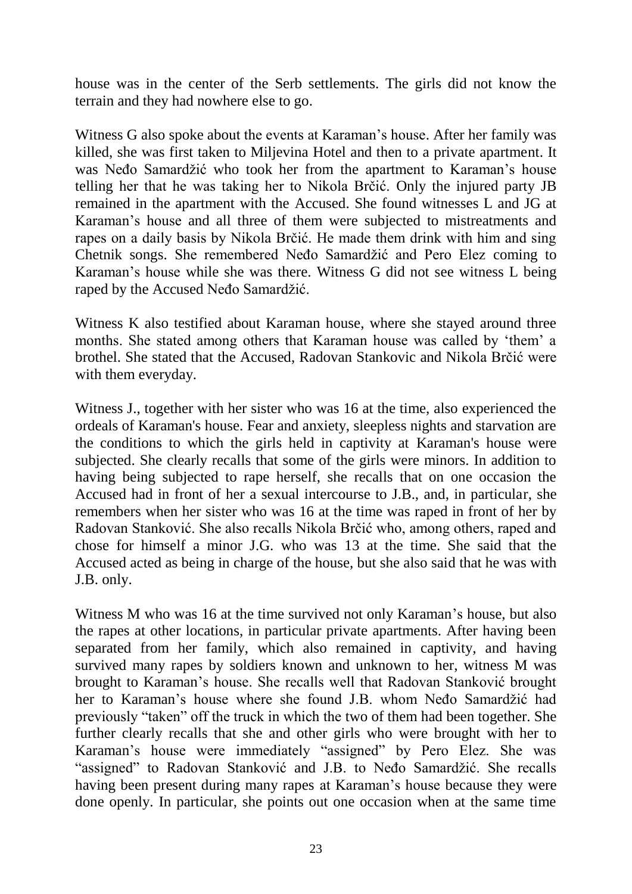house was in the center of the Serb settlements. The girls did not know the terrain and they had nowhere else to go.

Witness G also spoke about the events at Karaman's house. After her family was killed, she was first taken to Miljevina Hotel and then to a private apartment. It was Neđo Samardžić who took her from the apartment to Karaman's house telling her that he was taking her to Nikola Brčić. Only the injured party JB remained in the apartment with the Accused. She found witnesses L and JG at Karaman's house and all three of them were subjected to mistreatments and rapes on a daily basis by Nikola Brčić. He made them drink with him and sing Chetnik songs. She remembered Neđo Samardžić and Pero Elez coming to Karaman's house while she was there. Witness G did not see witness L being raped by the Accused Neđo Samardžić.

Witness K also testified about Karaman house, where she stayed around three months. She stated among others that Karaman house was called by 'them' a brothel. She stated that the Accused, Radovan Stankovic and Nikola Brčić were with them everyday.

Witness J., together with her sister who was 16 at the time, also experienced the ordeals of Karaman's house. Fear and anxiety, sleepless nights and starvation are the conditions to which the girls held in captivity at Karaman's house were subjected. She clearly recalls that some of the girls were minors. In addition to having being subjected to rape herself, she recalls that on one occasion the Accused had in front of her a sexual intercourse to J.B., and, in particular, she remembers when her sister who was 16 at the time was raped in front of her by Radovan Stanković. She also recalls Nikola Brčić who, among others, raped and chose for himself a minor J.G. who was 13 at the time. She said that the Accused acted as being in charge of the house, but she also said that he was with J.B. only.

Witness M who was 16 at the time survived not only Karaman's house, but also the rapes at other locations, in particular private apartments. After having been separated from her family, which also remained in captivity, and having survived many rapes by soldiers known and unknown to her, witness M was brought to Karaman's house. She recalls well that Radovan Stanković brought her to Karaman's house where she found J.B. whom Neđo Samardžić had previously "taken" off the truck in which the two of them had been together. She further clearly recalls that she and other girls who were brought with her to Karaman's house were immediately "assigned" by Pero Elez. She was "assigned" to Radovan Stanković and J.B. to Neđo Samardžić. She recalls having been present during many rapes at Karaman's house because they were done openly. In particular, she points out one occasion when at the same time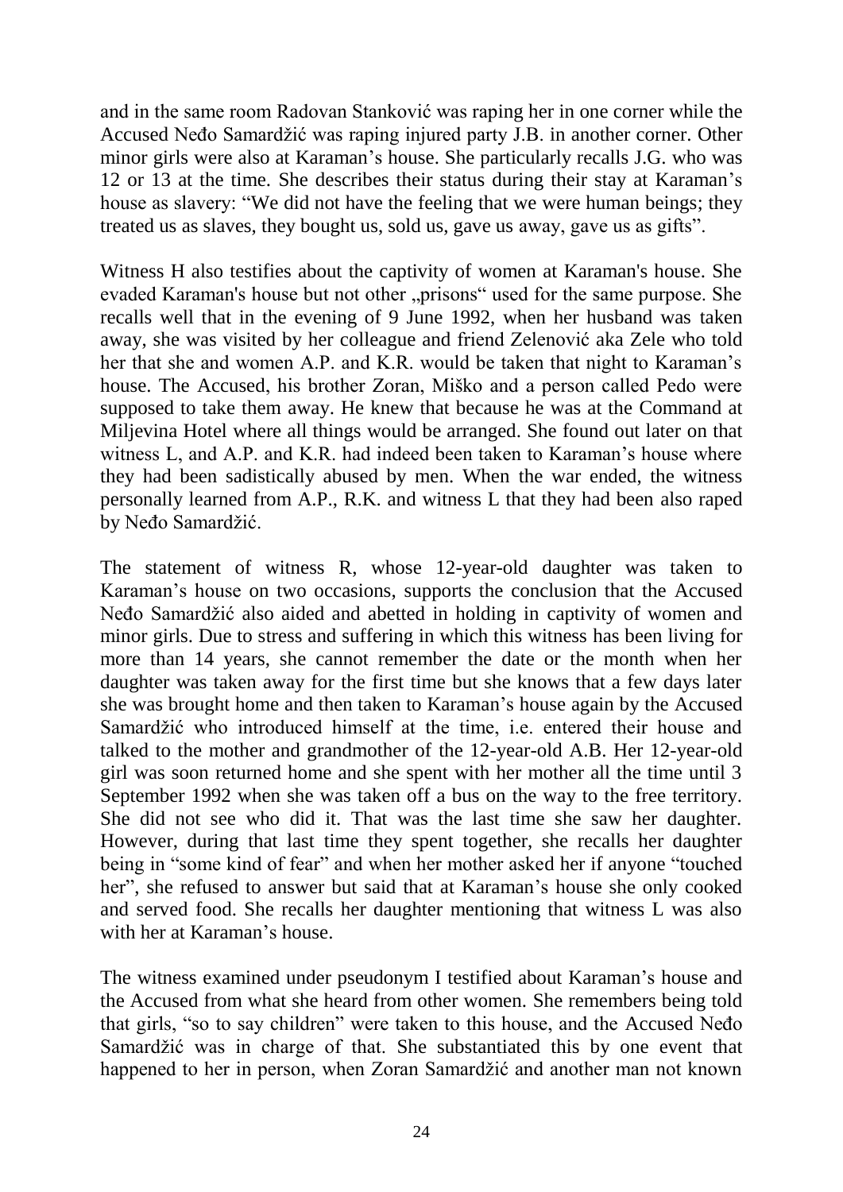and in the same room Radovan Stanković was raping her in one corner while the Accused Neđo Samardžić was raping injured party J.B. in another corner. Other minor girls were also at Karaman's house. She particularly recalls J.G. who was 12 or 13 at the time. She describes their status during their stay at Karaman's house as slavery: "We did not have the feeling that we were human beings; they treated us as slaves, they bought us, sold us, gave us away, gave us as gifts".

Witness H also testifies about the captivity of women at Karaman's house. She evaded Karaman's house but not other „prisons" used for the same purpose. She recalls well that in the evening of 9 June 1992, when her husband was taken away, she was visited by her colleague and friend Zelenović aka Zele who told her that she and women A.P. and K.R. would be taken that night to Karaman's house. The Accused, his brother Zoran, Miško and a person called Pedo were supposed to take them away. He knew that because he was at the Command at Miljevina Hotel where all things would be arranged. She found out later on that witness L, and A.P. and K.R. had indeed been taken to Karaman's house where they had been sadistically abused by men. When the war ended, the witness personally learned from A.P., R.K. and witness L that they had been also raped by Neđo Samardžić.

The statement of witness R, whose 12-year-old daughter was taken to Karaman's house on two occasions, supports the conclusion that the Accused Neđo Samardžić also aided and abetted in holding in captivity of women and minor girls. Due to stress and suffering in which this witness has been living for more than 14 years, she cannot remember the date or the month when her daughter was taken away for the first time but she knows that a few days later she was brought home and then taken to Karaman's house again by the Accused Samardžić who introduced himself at the time, i.e. entered their house and talked to the mother and grandmother of the 12-year-old A.B. Her 12-year-old girl was soon returned home and she spent with her mother all the time until 3 September 1992 when she was taken off a bus on the way to the free territory. She did not see who did it. That was the last time she saw her daughter. However, during that last time they spent together, she recalls her daughter being in "some kind of fear" and when her mother asked her if anyone "touched her", she refused to answer but said that at Karaman's house she only cooked and served food. She recalls her daughter mentioning that witness L was also with her at Karaman's house.

The witness examined under pseudonym I testified about Karaman's house and the Accused from what she heard from other women. She remembers being told that girls, "so to say children" were taken to this house, and the Accused Neđo Samardžić was in charge of that. She substantiated this by one event that happened to her in person, when Zoran Samardžić and another man not known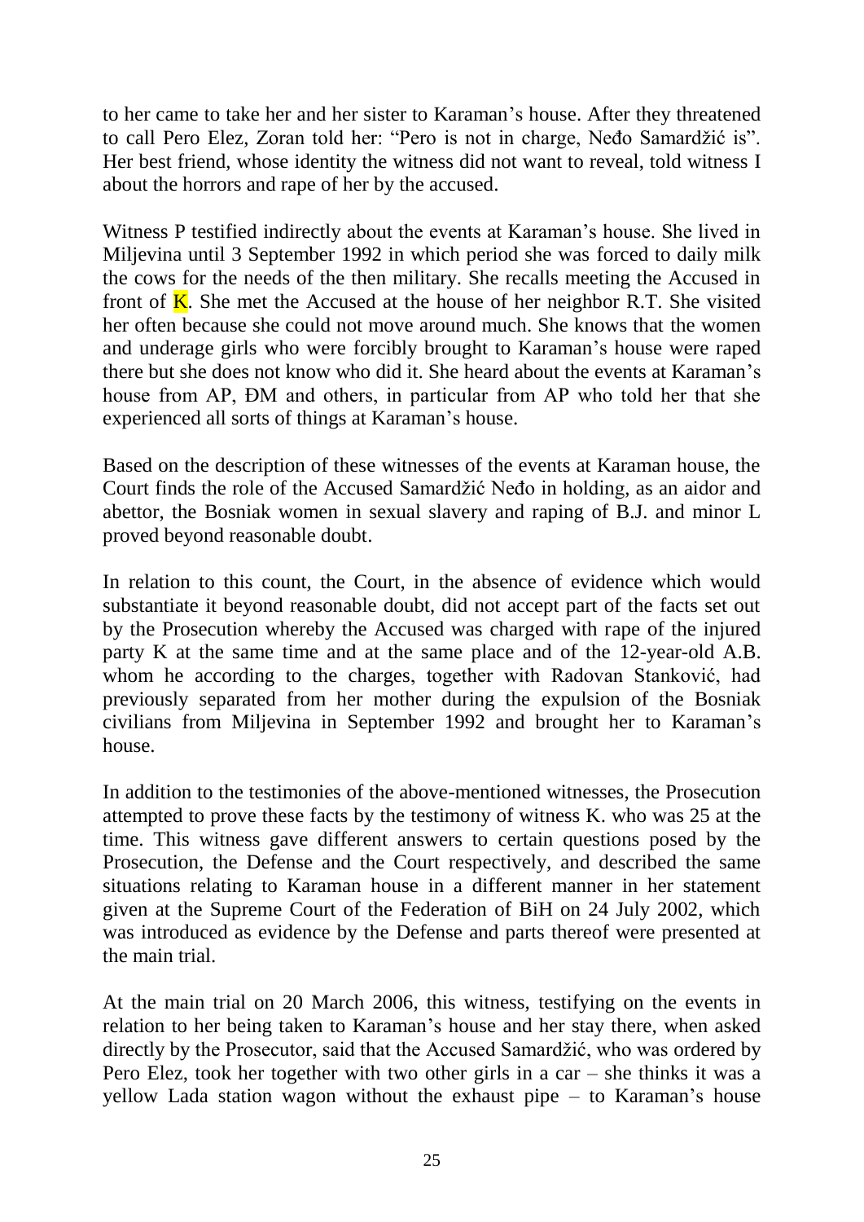to her came to take her and her sister to Karaman's house. After they threatened to call Pero Elez, Zoran told her: "Pero is not in charge, Neđo Samardžić is". Her best friend, whose identity the witness did not want to reveal, told witness I about the horrors and rape of her by the accused.

Witness P testified indirectly about the events at Karaman's house. She lived in Miljevina until 3 September 1992 in which period she was forced to daily milk the cows for the needs of the then military. She recalls meeting the Accused in front of K. She met the Accused at the house of her neighbor R.T. She visited her often because she could not move around much. She knows that the women and underage girls who were forcibly brought to Karaman's house were raped there but she does not know who did it. She heard about the events at Karaman's house from AP, ĐM and others, in particular from AP who told her that she experienced all sorts of things at Karaman's house.

Based on the description of these witnesses of the events at Karaman house, the Court finds the role of the Accused Samardžić Neđo in holding, as an aidor and abettor, the Bosniak women in sexual slavery and raping of B.J. and minor L proved beyond reasonable doubt.

In relation to this count, the Court, in the absence of evidence which would substantiate it beyond reasonable doubt, did not accept part of the facts set out by the Prosecution whereby the Accused was charged with rape of the injured party K at the same time and at the same place and of the 12-year-old A.B. whom he according to the charges, together with Radovan Stanković, had previously separated from her mother during the expulsion of the Bosniak civilians from Miljevina in September 1992 and brought her to Karaman's house.

In addition to the testimonies of the above-mentioned witnesses, the Prosecution attempted to prove these facts by the testimony of witness K. who was 25 at the time. This witness gave different answers to certain questions posed by the Prosecution, the Defense and the Court respectively, and described the same situations relating to Karaman house in a different manner in her statement given at the Supreme Court of the Federation of BiH on 24 July 2002, which was introduced as evidence by the Defense and parts thereof were presented at the main trial.

At the main trial on 20 March 2006, this witness, testifying on the events in relation to her being taken to Karaman's house and her stay there, when asked directly by the Prosecutor, said that the Accused Samardžić, who was ordered by Pero Elez, took her together with two other girls in a car – she thinks it was a yellow Lada station wagon without the exhaust pipe – to Karaman's house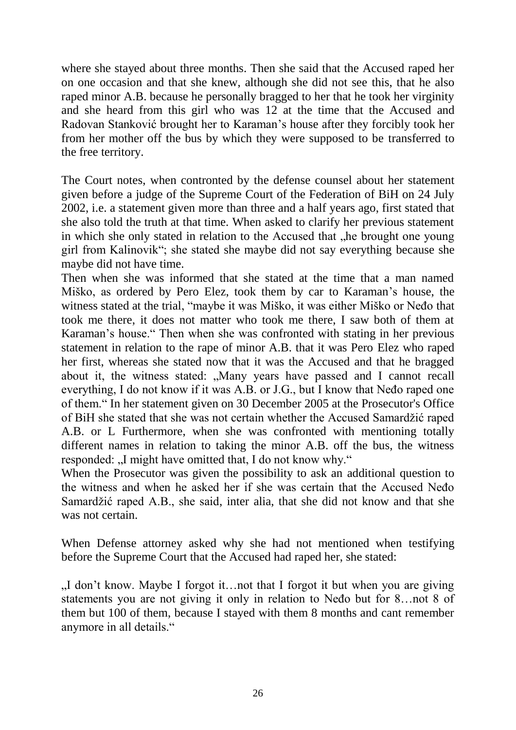where she stayed about three months. Then she said that the Accused raped her on one occasion and that she knew, although she did not see this, that he also raped minor A.B. because he personally bragged to her that he took her virginity and she heard from this girl who was 12 at the time that the Accused and Radovan Stanković brought her to Karaman's house after they forcibly took her from her mother off the bus by which they were supposed to be transferred to the free territory.

The Court notes, when contronted by the defense counsel about her statement given before a judge of the Supreme Court of the Federation of BiH on 24 July 2002, i.e. a statement given more than three and a half years ago, first stated that she also told the truth at that time. When asked to clarify her previous statement in which she only stated in relation to the Accused that „he brought one young girl from Kalinovik"; she stated she maybe did not say everything because she maybe did not have time.

Then when she was informed that she stated at the time that a man named Miško, as ordered by Pero Elez, took them by car to Karaman's house, the witness stated at the trial, "maybe it was Miško, it was either Miško or Neđo that took me there, it does not matter who took me there, I saw both of them at Karaman's house." Then when she was confronted with stating in her previous statement in relation to the rape of minor A.B. that it was Pero Elez who raped her first, whereas she stated now that it was the Accused and that he bragged about it, the witness stated: „Many years have passed and I cannot recall everything, I do not know if it was A.B. or J.G., but I know that Neđo raped one of them." In her statement given on 30 December 2005 at the Prosecutor's Office of BiH she stated that she was not certain whether the Accused Samardžić raped A.B. or L Furthermore, when she was confronted with mentioning totally different names in relation to taking the minor A.B. off the bus, the witness responded: „I might have omitted that, I do not know why."

When the Prosecutor was given the possibility to ask an additional question to the witness and when he asked her if she was certain that the Accused Neđo Samardžić raped A.B., she said, inter alia, that she did not know and that she was not certain.

When Defense attorney asked why she had not mentioned when testifying before the Supreme Court that the Accused had raped her, she stated:

„I don't know. Maybe I forgot it…not that I forgot it but when you are giving statements you are not giving it only in relation to Neđo but for 8…not 8 of them but 100 of them, because I stayed with them 8 months and cant remember anymore in all details."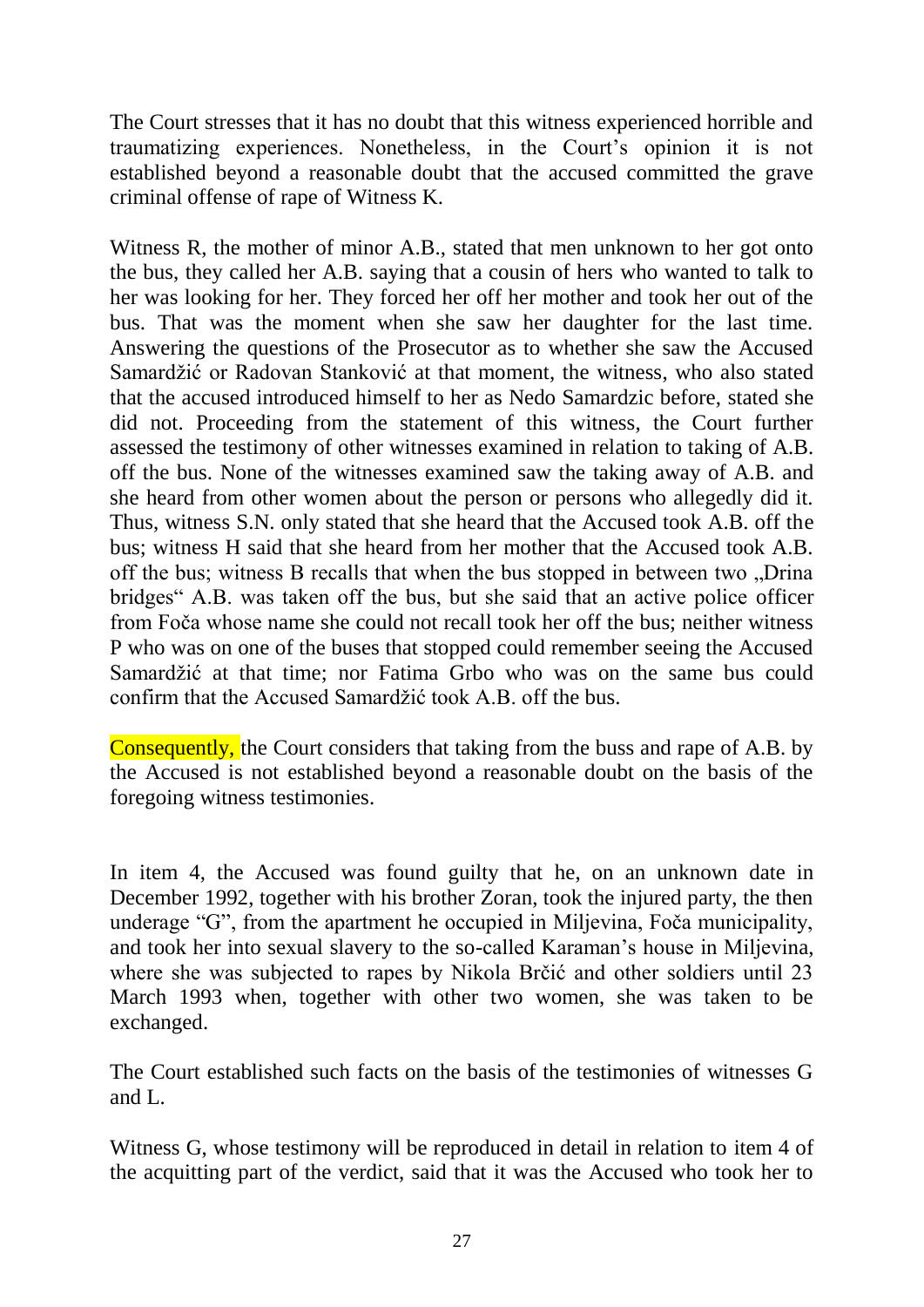The Court stresses that it has no doubt that this witness experienced horrible and traumatizing experiences. Nonetheless, in the Court's opinion it is not established beyond a reasonable doubt that the accused committed the grave criminal offense of rape of Witness K.

Witness R, the mother of minor A.B., stated that men unknown to her got onto the bus, they called her A.B. saying that a cousin of hers who wanted to talk to her was looking for her. They forced her off her mother and took her out of the bus. That was the moment when she saw her daughter for the last time. Answering the questions of the Prosecutor as to whether she saw the Accused Samardžić or Radovan Stanković at that moment, the witness, who also stated that the accused introduced himself to her as Nedo Samardzic before, stated she did not. Proceeding from the statement of this witness, the Court further assessed the testimony of other witnesses examined in relation to taking of A.B. off the bus. None of the witnesses examined saw the taking away of A.B. and she heard from other women about the person or persons who allegedly did it. Thus, witness S.N. only stated that she heard that the Accused took A.B. off the bus; witness H said that she heard from her mother that the Accused took A.B. off the bus; witness B recalls that when the bus stopped in between two „Drina bridges“ A.B. was taken off the bus, but she said that an active police officer from Foča whose name she could not recall took her off the bus; neither witness P who was on one of the buses that stopped could remember seeing the Accused Samardžić at that time; nor Fatima Grbo who was on the same bus could confirm that the Accused Samardžić took A.B. off the bus.

Consequently, the Court considers that taking from the buss and rape of A.B. by the Accused is not established beyond a reasonable doubt on the basis of the foregoing witness testimonies.

In item 4, the Accused was found guilty that he, on an unknown date in December 1992, together with his brother Zoran, took the injured party, the then underage "G", from the apartment he occupied in Miljevina, Foča municipality, and took her into sexual slavery to the so-called Karaman's house in Miljevina, where she was subjected to rapes by Nikola Brčić and other soldiers until 23 March 1993 when, together with other two women, she was taken to be exchanged.

The Court established such facts on the basis of the testimonies of witnesses G and L.

Witness G, whose testimony will be reproduced in detail in relation to item 4 of the acquitting part of the verdict, said that it was the Accused who took her to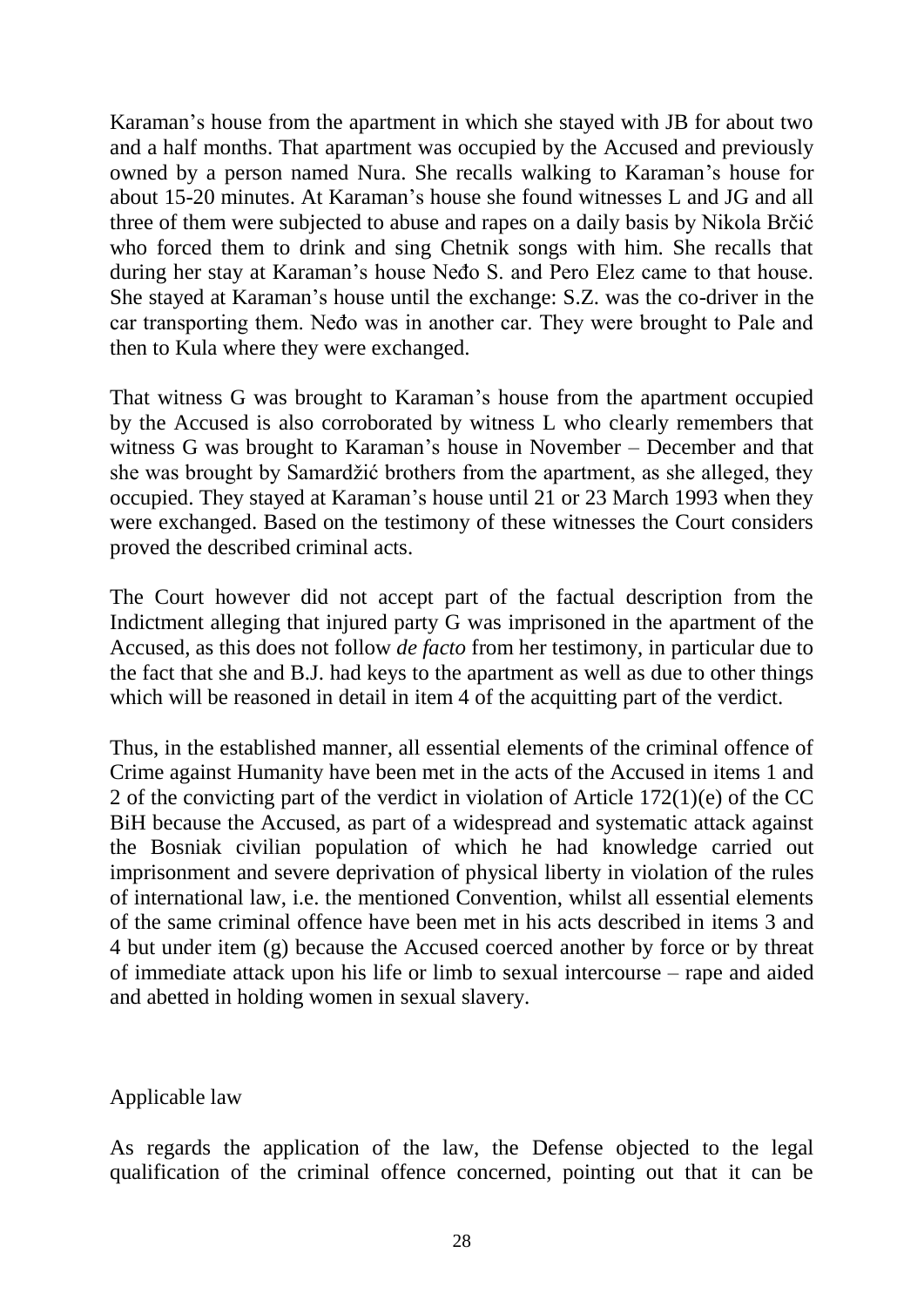Karaman's house from the apartment in which she stayed with JB for about two and a half months. That apartment was occupied by the Accused and previously owned by a person named Nura. She recalls walking to Karaman's house for about 15-20 minutes. At Karaman's house she found witnesses L and JG and all three of them were subjected to abuse and rapes on a daily basis by Nikola Brčić who forced them to drink and sing Chetnik songs with him. She recalls that during her stay at Karaman's house Neđo S. and Pero Elez came to that house. She stayed at Karaman's house until the exchange: S.Z. was the co-driver in the car transporting them. Neđo was in another car. They were brought to Pale and then to Kula where they were exchanged.

That witness G was brought to Karaman's house from the apartment occupied by the Accused is also corroborated by witness L who clearly remembers that witness G was brought to Karaman's house in November – December and that she was brought by Samardžić brothers from the apartment, as she alleged, they occupied. They stayed at Karaman's house until 21 or 23 March 1993 when they were exchanged. Based on the testimony of these witnesses the Court considers proved the described criminal acts.

The Court however did not accept part of the factual description from the Indictment alleging that injured party G was imprisoned in the apartment of the Accused, as this does not follow *de facto* from her testimony, in particular due to the fact that she and B.J. had keys to the apartment as well as due to other things which will be reasoned in detail in item 4 of the acquitting part of the verdict.

Thus, in the established manner, all essential elements of the criminal offence of Crime against Humanity have been met in the acts of the Accused in items 1 and 2 of the convicting part of the verdict in violation of Article 172(1)(e) of the CC BiH because the Accused, as part of a widespread and systematic attack against the Bosniak civilian population of which he had knowledge carried out imprisonment and severe deprivation of physical liberty in violation of the rules of international law, i.e. the mentioned Convention, whilst all essential elements of the same criminal offence have been met in his acts described in items 3 and 4 but under item (g) because the Accused coerced another by force or by threat of immediate attack upon his life or limb to sexual intercourse – rape and aided and abetted in holding women in sexual slavery.

## Applicable law

As regards the application of the law, the Defense objected to the legal qualification of the criminal offence concerned, pointing out that it can be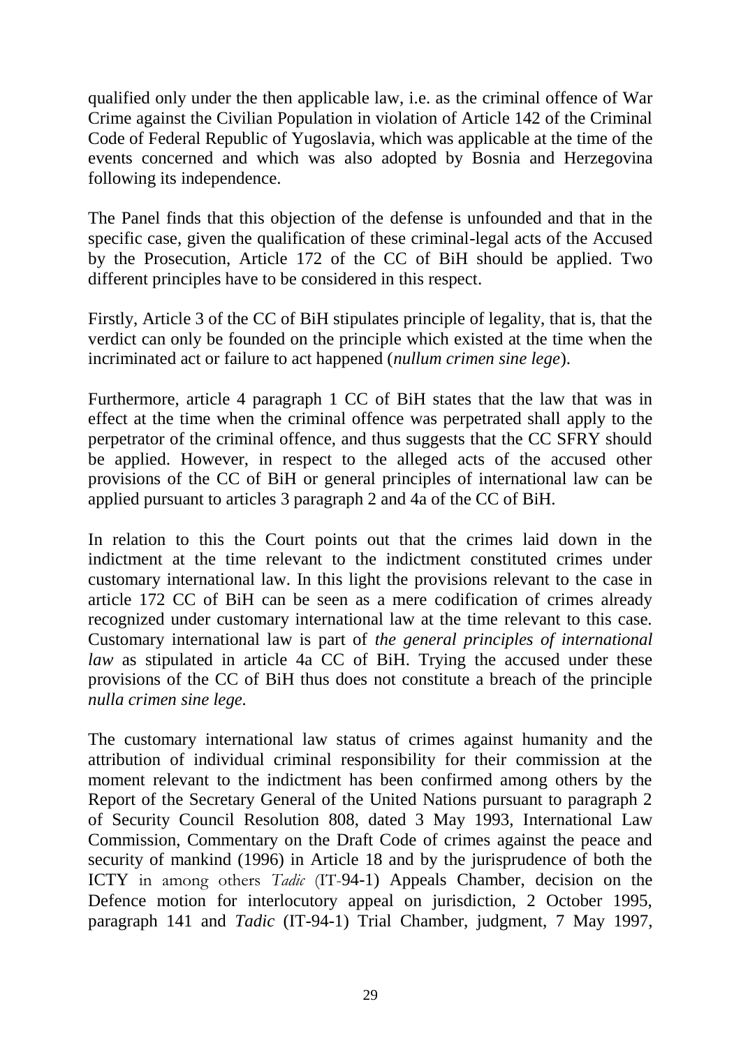qualified only under the then applicable law, i.e. as the criminal offence of War Crime against the Civilian Population in violation of Article 142 of the Criminal Code of Federal Republic of Yugoslavia, which was applicable at the time of the events concerned and which was also adopted by Bosnia and Herzegovina following its independence.

The Panel finds that this objection of the defense is unfounded and that in the specific case, given the qualification of these criminal-legal acts of the Accused by the Prosecution, Article 172 of the CC of BiH should be applied. Two different principles have to be considered in this respect.

Firstly, Article 3 of the CC of BiH stipulates principle of legality, that is, that the verdict can only be founded on the principle which existed at the time when the incriminated act or failure to act happened (*nullum crimen sine lege*).

Furthermore, article 4 paragraph 1 CC of BiH states that the law that was in effect at the time when the criminal offence was perpetrated shall apply to the perpetrator of the criminal offence, and thus suggests that the CC SFRY should be applied. However, in respect to the alleged acts of the accused other provisions of the CC of BiH or general principles of international law can be applied pursuant to articles 3 paragraph 2 and 4a of the CC of BiH.

In relation to this the Court points out that the crimes laid down in the indictment at the time relevant to the indictment constituted crimes under customary international law. In this light the provisions relevant to the case in article 172 CC of BiH can be seen as a mere codification of crimes already recognized under customary international law at the time relevant to this case. Customary international law is part of *the general principles of international law* as stipulated in article 4a CC of BiH. Trying the accused under these provisions of the CC of BiH thus does not constitute a breach of the principle *nulla crimen sine lege.*

The customary international law status of crimes against humanity and the attribution of individual criminal responsibility for their commission at the moment relevant to the indictment has been confirmed among others by the Report of the Secretary General of the United Nations pursuant to paragraph 2 of Security Council Resolution 808, dated 3 May 1993, International Law Commission, Commentary on the Draft Code of crimes against the peace and security of mankind (1996) in Article 18 and by the jurisprudence of both the ICTY in among others *Tadic* (IT-94-1) Appeals Chamber, decision on the Defence motion for interlocutory appeal on jurisdiction, 2 October 1995, paragraph 141 and *Tadic* (IT-94-1) Trial Chamber, judgment, 7 May 1997,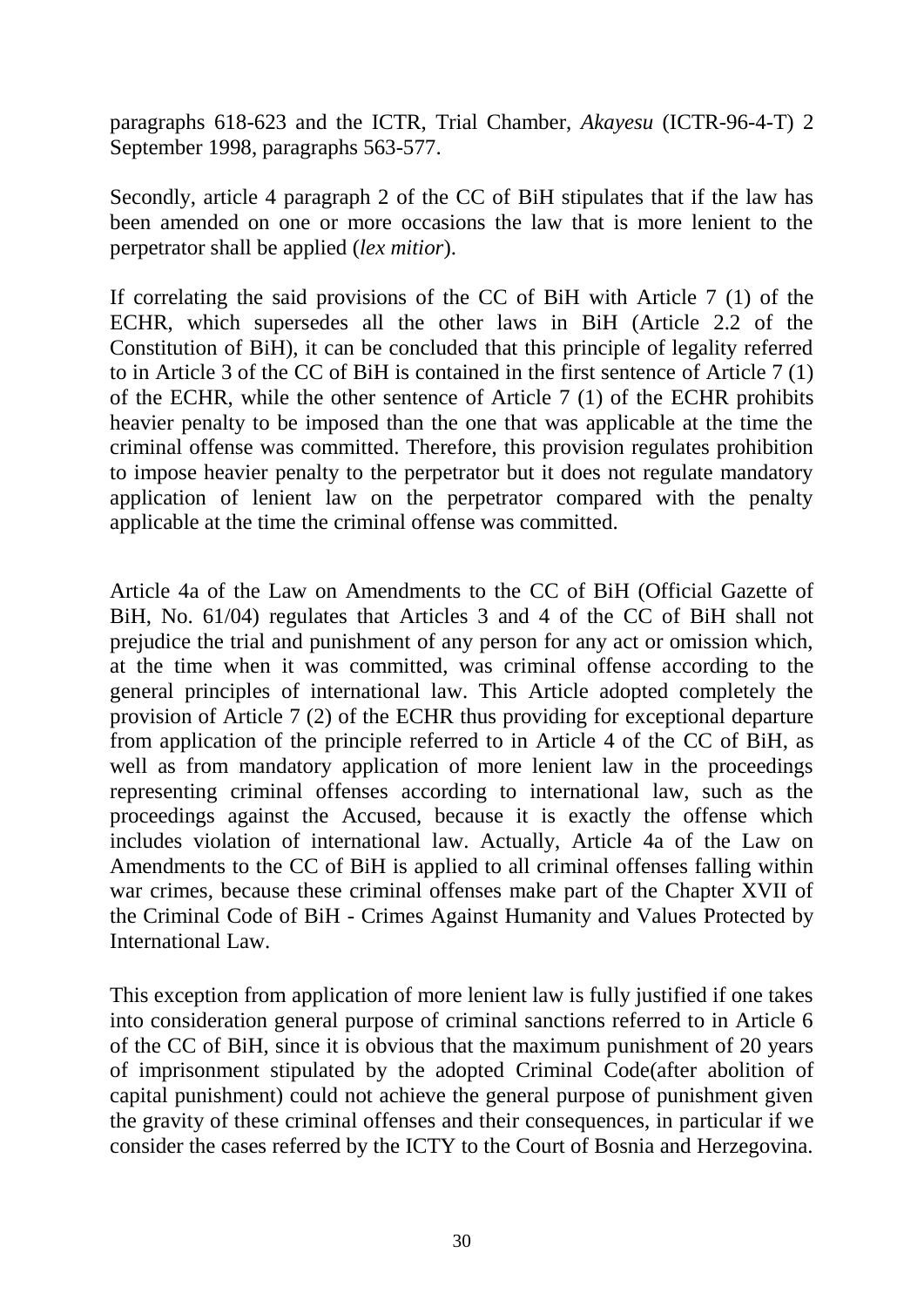paragraphs 618-623 and the ICTR, Trial Chamber, *Akayesu* (ICTR-96-4-T) 2 September 1998, paragraphs 563-577.

Secondly, article 4 paragraph 2 of the CC of BiH stipulates that if the law has been amended on one or more occasions the law that is more lenient to the perpetrator shall be applied (*lex mitior*).

If correlating the said provisions of the CC of BiH with Article 7 (1) of the ECHR, which supersedes all the other laws in BiH (Article 2.2 of the Constitution of BiH), it can be concluded that this principle of legality referred to in Article 3 of the CC of BiH is contained in the first sentence of Article 7 (1) of the ECHR, while the other sentence of Article 7 (1) of the ECHR prohibits heavier penalty to be imposed than the one that was applicable at the time the criminal offense was committed. Therefore, this provision regulates prohibition to impose heavier penalty to the perpetrator but it does not regulate mandatory application of lenient law on the perpetrator compared with the penalty applicable at the time the criminal offense was committed.

Article 4a of the Law on Amendments to the CC of BiH (Official Gazette of BiH, No. 61/04) regulates that Articles 3 and 4 of the CC of BiH shall not prejudice the trial and punishment of any person for any act or omission which, at the time when it was committed, was criminal offense according to the general principles of international law. This Article adopted completely the provision of Article 7 (2) of the ECHR thus providing for exceptional departure from application of the principle referred to in Article 4 of the CC of BiH, as well as from mandatory application of more lenient law in the proceedings representing criminal offenses according to international law, such as the proceedings against the Accused, because it is exactly the offense which includes violation of international law. Actually, Article 4a of the Law on Amendments to the CC of BiH is applied to all criminal offenses falling within war crimes, because these criminal offenses make part of the Chapter XVII of the Criminal Code of BiH - Crimes Against Humanity and Values Protected by International Law.

This exception from application of more lenient law is fully justified if one takes into consideration general purpose of criminal sanctions referred to in Article 6 of the CC of BiH, since it is obvious that the maximum punishment of 20 years of imprisonment stipulated by the adopted Criminal Code(after abolition of capital punishment) could not achieve the general purpose of punishment given the gravity of these criminal offenses and their consequences, in particular if we consider the cases referred by the ICTY to the Court of Bosnia and Herzegovina.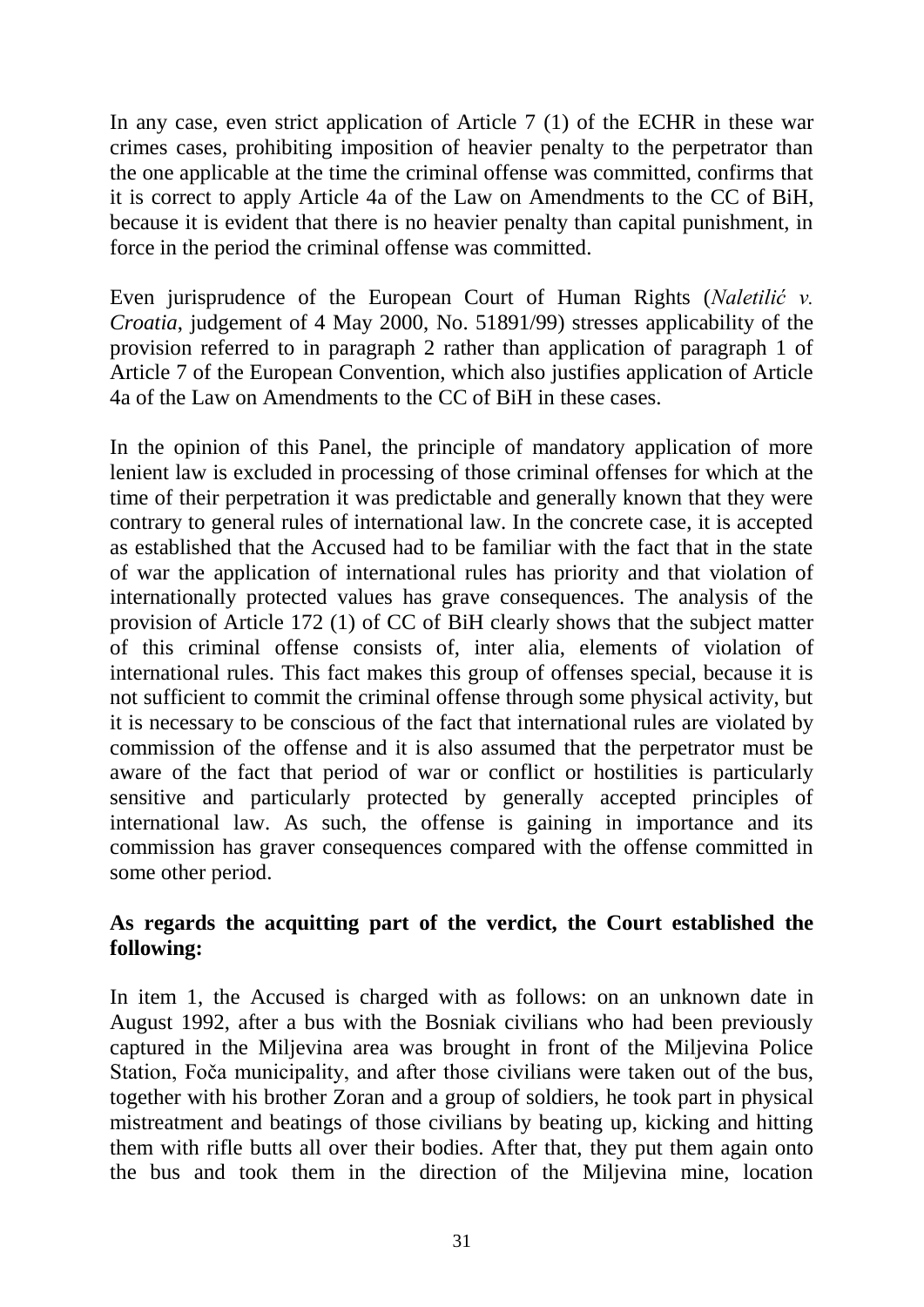In any case, even strict application of Article 7 (1) of the ECHR in these war crimes cases, prohibiting imposition of heavier penalty to the perpetrator than the one applicable at the time the criminal offense was committed, confirms that it is correct to apply Article 4a of the Law on Amendments to the CC of BiH, because it is evident that there is no heavier penalty than capital punishment, in force in the period the criminal offense was committed.

Even jurisprudence of the European Court of Human Rights (*Naletilić v. Croatia*, judgement of 4 May 2000, No. 51891/99) stresses applicability of the provision referred to in paragraph 2 rather than application of paragraph 1 of Article 7 of the European Convention, which also justifies application of Article 4a of the Law on Amendments to the CC of BiH in these cases.

In the opinion of this Panel, the principle of mandatory application of more lenient law is excluded in processing of those criminal offenses for which at the time of their perpetration it was predictable and generally known that they were contrary to general rules of international law. In the concrete case, it is accepted as established that the Accused had to be familiar with the fact that in the state of war the application of international rules has priority and that violation of internationally protected values has grave consequences. The analysis of the provision of Article 172 (1) of CC of BiH clearly shows that the subject matter of this criminal offense consists of, inter alia, elements of violation of international rules. This fact makes this group of offenses special, because it is not sufficient to commit the criminal offense through some physical activity, but it is necessary to be conscious of the fact that international rules are violated by commission of the offense and it is also assumed that the perpetrator must be aware of the fact that period of war or conflict or hostilities is particularly sensitive and particularly protected by generally accepted principles of international law. As such, the offense is gaining in importance and its commission has graver consequences compared with the offense committed in some other period.

**As regards the acquitting part of the verdict, the Court established the following:**

In item 1, the Accused is charged with as follows: on an unknown date in August 1992, after a bus with the Bosniak civilians who had been previously captured in the Miljevina area was brought in front of the Miljevina Police Station, Foča municipality, and after those civilians were taken out of the bus, together with his brother Zoran and a group of soldiers, he took part in physical mistreatment and beatings of those civilians by beating up, kicking and hitting them with rifle butts all over their bodies. After that, they put them again onto the bus and took them in the direction of the Miljevina mine, location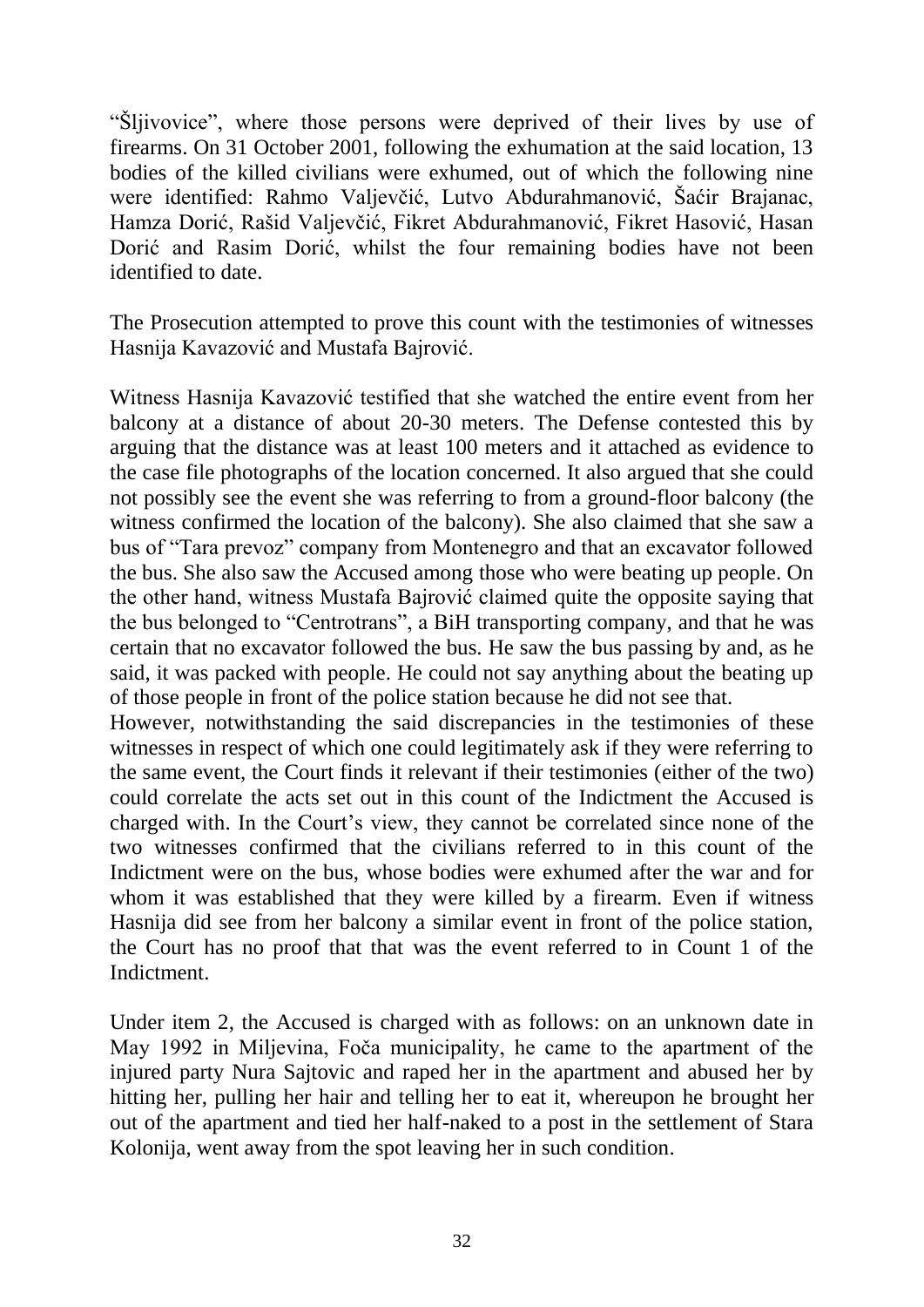"Šljivovice", where those persons were deprived of their lives by use of firearms. On 31 October 2001, following the exhumation at the said location, 13 bodies of the killed civilians were exhumed, out of which the following nine were identified: Rahmo Valjevčić, Lutvo Abdurahmanović, Šaćir Brajanac, Hamza Dorić, Rašid Valjevčić, Fikret Abdurahmanović, Fikret Hasović, Hasan Dorić and Rasim Dorić, whilst the four remaining bodies have not been identified to date.

The Prosecution attempted to prove this count with the testimonies of witnesses Hasnija Kavazović and Mustafa Bajrović.

Witness Hasnija Kavazović testified that she watched the entire event from her balcony at a distance of about 20-30 meters. The Defense contested this by arguing that the distance was at least 100 meters and it attached as evidence to the case file photographs of the location concerned. It also argued that she could not possibly see the event she was referring to from a ground-floor balcony (the witness confirmed the location of the balcony). She also claimed that she saw a bus of "Tara prevoz" company from Montenegro and that an excavator followed the bus. She also saw the Accused among those who were beating up people. On the other hand, witness Mustafa Bajrović claimed quite the opposite saying that the bus belonged to "Centrotrans", a BiH transporting company, and that he was certain that no excavator followed the bus. He saw the bus passing by and, as he said, it was packed with people. He could not say anything about the beating up of those people in front of the police station because he did not see that.
However, notwithstanding the said discrepancies in the testimonies of these witnesses in respect of which one could legitimately ask if they were referring to the same event, the Court finds it relevant if their testimonies (either of the two) could correlate the acts set out in this count of the Indictment the Accused is charged with. In the Court's view, they cannot be correlated since none of the two witnesses confirmed that the civilians referred to in this count of the Indictment were on the bus, whose bodies were exhumed after the war and for whom it was established that they were killed by a firearm. Even if witness Hasnija did see from her balcony a similar event in front of the police station, the Court has no proof that that was the event referred to in Count 1 of the Indictment.

Under item 2, the Accused is charged with as follows: on an unknown date in May 1992 in Miljevina, Foča municipality, he came to the apartment of the injured party Nura Sajtovic and raped her in the apartment and abused her by hitting her, pulling her hair and telling her to eat it, whereupon he brought her out of the apartment and tied her half-naked to a post in the settlement of Stara Kolonija, went away from the spot leaving her in such condition.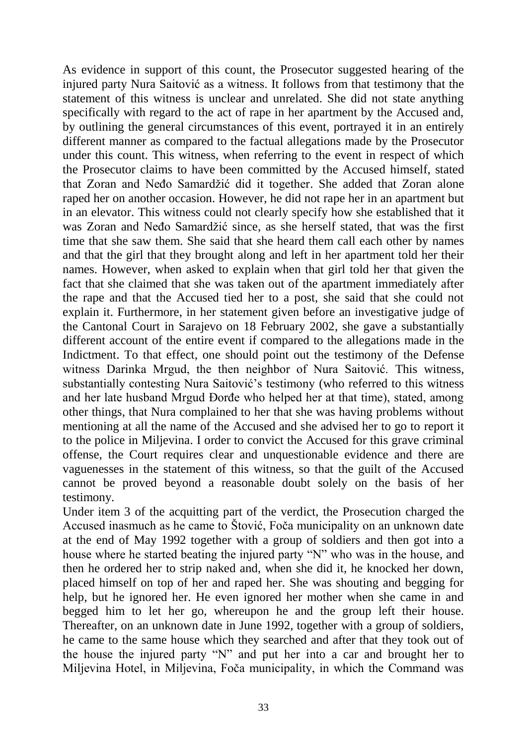As evidence in support of this count, the Prosecutor suggested hearing of the injured party Nura Saitović as a witness. It follows from that testimony that the statement of this witness is unclear and unrelated. She did not state anything specifically with regard to the act of rape in her apartment by the Accused and, by outlining the general circumstances of this event, portrayed it in an entirely different manner as compared to the factual allegations made by the Prosecutor under this count. This witness, when referring to the event in respect of which the Prosecutor claims to have been committed by the Accused himself, stated that Zoran and Neđo Samardžić did it together. She added that Zoran alone raped her on another occasion. However, he did not rape her in an apartment but in an elevator. This witness could not clearly specify how she established that it was Zoran and Neđo Samardžić since, as she herself stated, that was the first time that she saw them. She said that she heard them call each other by names and that the girl that they brought along and left in her apartment told her their names. However, when asked to explain when that girl told her that given the fact that she claimed that she was taken out of the apartment immediately after the rape and that the Accused tied her to a post, she said that she could not explain it. Furthermore, in her statement given before an investigative judge of the Cantonal Court in Sarajevo on 18 February 2002, she gave a substantially different account of the entire event if compared to the allegations made in the Indictment. To that effect, one should point out the testimony of the Defense witness Darinka Mrgud, the then neighbor of Nura Saitović. This witness, substantially contesting Nura Saitović's testimony (who referred to this witness and her late husband Mrgud Đorđe who helped her at that time), stated, among other things, that Nura complained to her that she was having problems without mentioning at all the name of the Accused and she advised her to go to report it to the police in Miljevina. I order to convict the Accused for this grave criminal offense, the Court requires clear and unquestionable evidence and there are vaguenesses in the statement of this witness, so that the guilt of the Accused cannot be proved beyond a reasonable doubt solely on the basis of her testimony.

Under item 3 of the acquitting part of the verdict, the Prosecution charged the Accused inasmuch as he came to Štović, Foča municipality on an unknown date at the end of May 1992 together with a group of soldiers and then got into a house where he started beating the injured party "N" who was in the house, and then he ordered her to strip naked and, when she did it, he knocked her down, placed himself on top of her and raped her. She was shouting and begging for help, but he ignored her. He even ignored her mother when she came in and begged him to let her go, whereupon he and the group left their house. Thereafter, on an unknown date in June 1992, together with a group of soldiers, he came to the same house which they searched and after that they took out of the house the injured party "N" and put her into a car and brought her to Miljevina Hotel, in Miljevina, Foča municipality, in which the Command was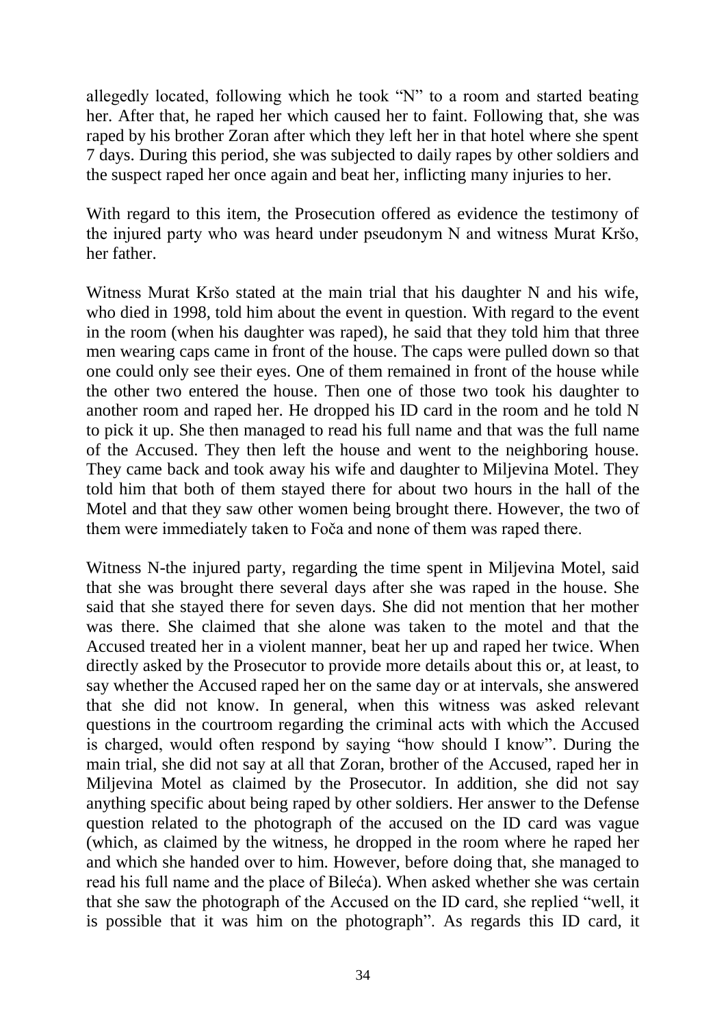allegedly located, following which he took "N" to a room and started beating her. After that, he raped her which caused her to faint. Following that, she was raped by his brother Zoran after which they left her in that hotel where she spent 7 days. During this period, she was subjected to daily rapes by other soldiers and the suspect raped her once again and beat her, inflicting many injuries to her.

With regard to this item, the Prosecution offered as evidence the testimony of the injured party who was heard under pseudonym N and witness Murat Kršo, her father.

Witness Murat Kršo stated at the main trial that his daughter N and his wife, who died in 1998, told him about the event in question. With regard to the event in the room (when his daughter was raped), he said that they told him that three men wearing caps came in front of the house. The caps were pulled down so that one could only see their eyes. One of them remained in front of the house while the other two entered the house. Then one of those two took his daughter to another room and raped her. He dropped his ID card in the room and he told N to pick it up. She then managed to read his full name and that was the full name of the Accused. They then left the house and went to the neighboring house. They came back and took away his wife and daughter to Miljevina Motel. They told him that both of them stayed there for about two hours in the hall of the Motel and that they saw other women being brought there. However, the two of them were immediately taken to Foča and none of them was raped there.

Witness N-the injured party, regarding the time spent in Miljevina Motel, said that she was brought there several days after she was raped in the house. She said that she stayed there for seven days. She did not mention that her mother was there. She claimed that she alone was taken to the motel and that the Accused treated her in a violent manner, beat her up and raped her twice. When directly asked by the Prosecutor to provide more details about this or, at least, to say whether the Accused raped her on the same day or at intervals, she answered that she did not know. In general, when this witness was asked relevant questions in the courtroom regarding the criminal acts with which the Accused is charged, would often respond by saying "how should I know". During the main trial, she did not say at all that Zoran, brother of the Accused, raped her in Miljevina Motel as claimed by the Prosecutor. In addition, she did not say anything specific about being raped by other soldiers. Her answer to the Defense question related to the photograph of the accused on the ID card was vague (which, as claimed by the witness, he dropped in the room where he raped her and which she handed over to him. However, before doing that, she managed to read his full name and the place of Bileća). When asked whether she was certain that she saw the photograph of the Accused on the ID card, she replied "well, it is possible that it was him on the photograph". As regards this ID card, it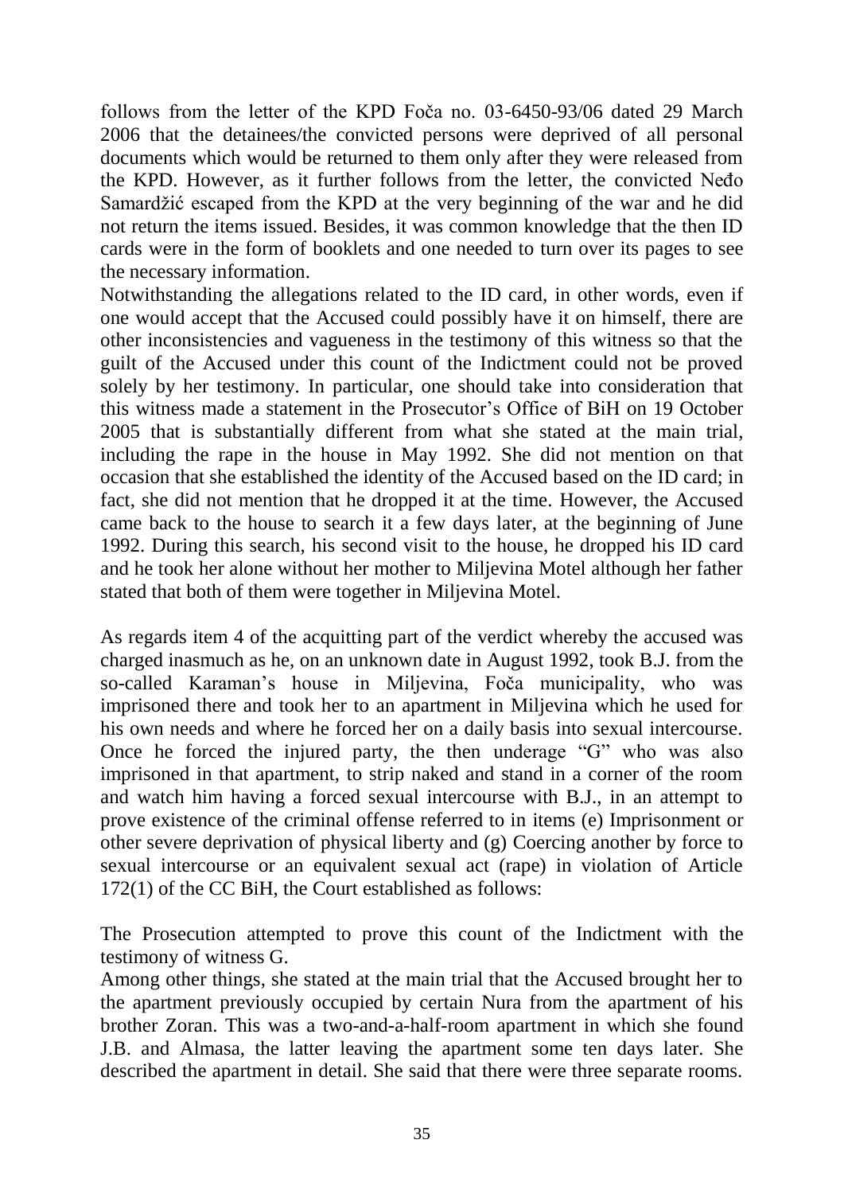follows from the letter of the KPD Foča no. 03-6450-93/06 dated 29 March 2006 that the detainees/the convicted persons were deprived of all personal documents which would be returned to them only after they were released from the KPD. However, as it further follows from the letter, the convicted Neđo Samardžić escaped from the KPD at the very beginning of the war and he did not return the items issued. Besides, it was common knowledge that the then ID cards were in the form of booklets and one needed to turn over its pages to see the necessary information.

Notwithstanding the allegations related to the ID card, in other words, even if one would accept that the Accused could possibly have it on himself, there are other inconsistencies and vagueness in the testimony of this witness so that the guilt of the Accused under this count of the Indictment could not be proved solely by her testimony. In particular, one should take into consideration that this witness made a statement in the Prosecutor's Office of BiH on 19 October 2005 that is substantially different from what she stated at the main trial, including the rape in the house in May 1992. She did not mention on that occasion that she established the identity of the Accused based on the ID card; in fact, she did not mention that he dropped it at the time. However, the Accused came back to the house to search it a few days later, at the beginning of June 1992. During this search, his second visit to the house, he dropped his ID card and he took her alone without her mother to Miljevina Motel although her father stated that both of them were together in Miljevina Motel.

As regards item 4 of the acquitting part of the verdict whereby the accused was charged inasmuch as he, on an unknown date in August 1992, took B.J. from the so-called Karaman's house in Miljevina, Foča municipality, who was imprisoned there and took her to an apartment in Miljevina which he used for his own needs and where he forced her on a daily basis into sexual intercourse. Once he forced the injured party, the then underage "G" who was also imprisoned in that apartment, to strip naked and stand in a corner of the room and watch him having a forced sexual intercourse with B.J., in an attempt to prove existence of the criminal offense referred to in items (e) Imprisonment or other severe deprivation of physical liberty and (g) Coercing another by force to sexual intercourse or an equivalent sexual act (rape) in violation of Article 172(1) of the CC BiH, the Court established as follows:

The Prosecution attempted to prove this count of the Indictment with the testimony of witness G.

Among other things, she stated at the main trial that the Accused brought her to the apartment previously occupied by certain Nura from the apartment of his brother Zoran. This was a two-and-a-half-room apartment in which she found J.B. and Almasa, the latter leaving the apartment some ten days later. She described the apartment in detail. She said that there were three separate rooms.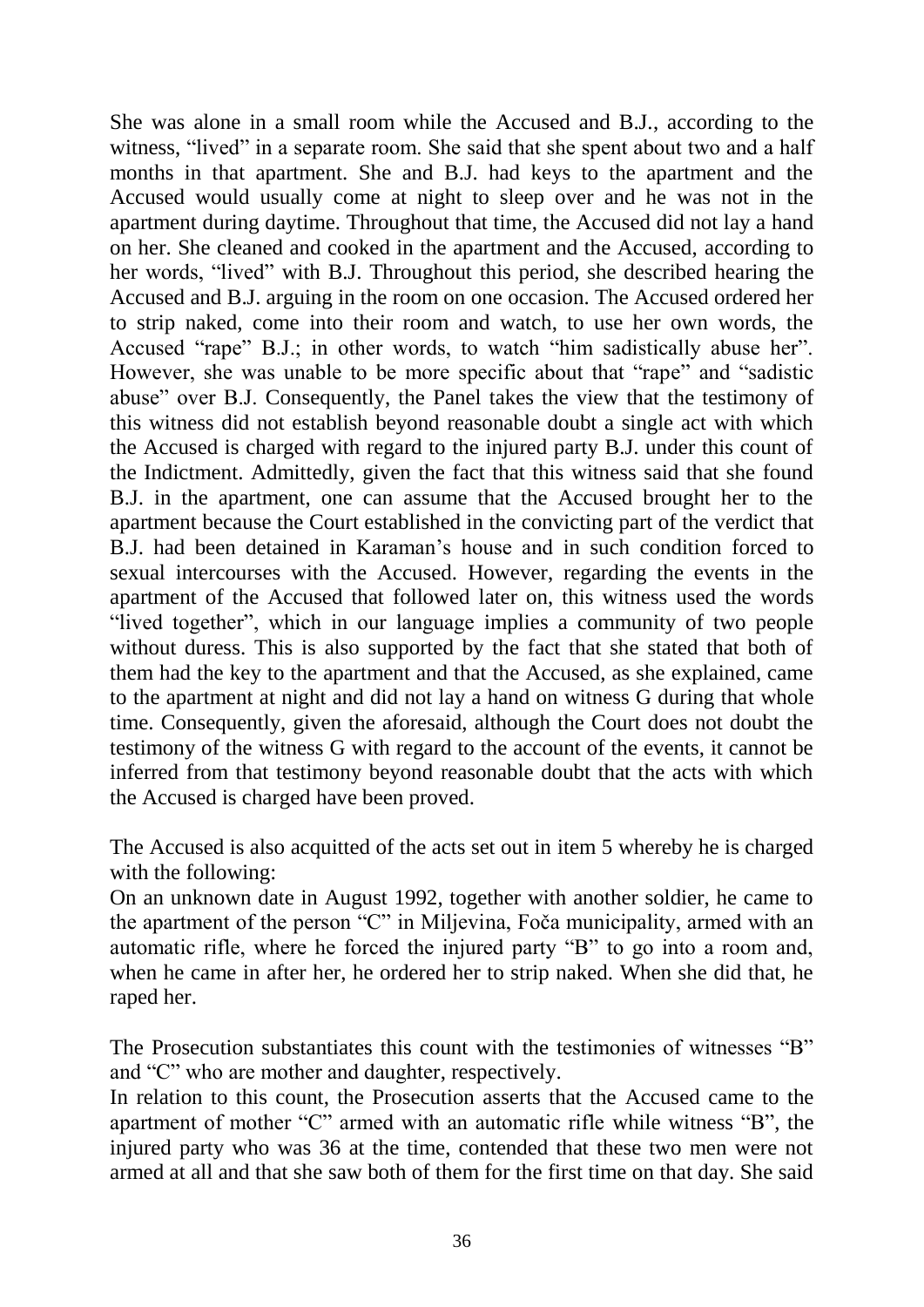She was alone in a small room while the Accused and B.J., according to the witness, "lived" in a separate room. She said that she spent about two and a half months in that apartment. She and B.J. had keys to the apartment and the Accused would usually come at night to sleep over and he was not in the apartment during daytime. Throughout that time, the Accused did not lay a hand on her. She cleaned and cooked in the apartment and the Accused, according to her words, "lived" with B.J. Throughout this period, she described hearing the Accused and B.J. arguing in the room on one occasion. The Accused ordered her to strip naked, come into their room and watch, to use her own words, the Accused "rape" B.J.; in other words, to watch "him sadistically abuse her". However, she was unable to be more specific about that "rape" and "sadistic abuse" over B.J. Consequently, the Panel takes the view that the testimony of this witness did not establish beyond reasonable doubt a single act with which the Accused is charged with regard to the injured party B.J. under this count of the Indictment. Admittedly, given the fact that this witness said that she found B.J. in the apartment, one can assume that the Accused brought her to the apartment because the Court established in the convicting part of the verdict that B.J. had been detained in Karaman's house and in such condition forced to sexual intercourses with the Accused. However, regarding the events in the apartment of the Accused that followed later on, this witness used the words "lived together", which in our language implies a community of two people without duress. This is also supported by the fact that she stated that both of them had the key to the apartment and that the Accused, as she explained, came to the apartment at night and did not lay a hand on witness G during that whole time. Consequently, given the aforesaid, although the Court does not doubt the testimony of the witness G with regard to the account of the events, it cannot be inferred from that testimony beyond reasonable doubt that the acts with which the Accused is charged have been proved.

The Accused is also acquitted of the acts set out in item 5 whereby he is charged with the following:
On an unknown date in August 1992, together with another soldier, he came to the apartment of the person "C" in Miljevina, Foča municipality, armed with an automatic rifle, where he forced the injured party "B" to go into a room and, when he came in after her, he ordered her to strip naked. When she did that, he raped her.

The Prosecution substantiates this count with the testimonies of witnesses "B" and "C" who are mother and daughter, respectively.
In relation to this count, the Prosecution asserts that the Accused came to the apartment of mother "C" armed with an automatic rifle while witness "B", the injured party who was 36 at the time, contended that these two men were not armed at all and that she saw both of them for the first time on that day. She said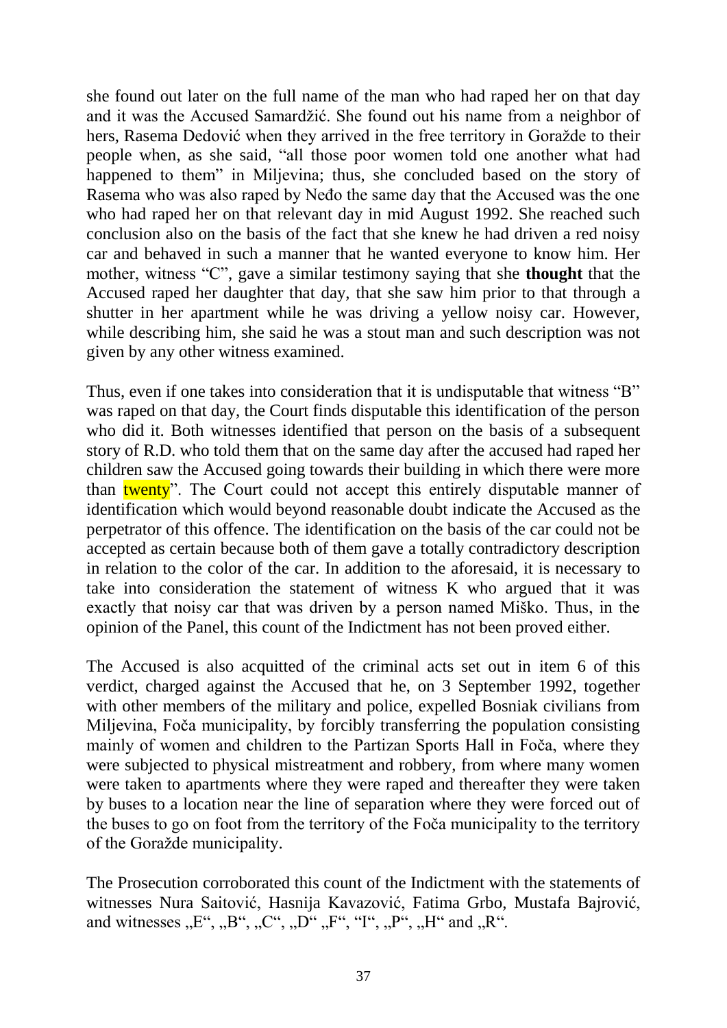she found out later on the full name of the man who had raped her on that day and it was the Accused Samardžić. She found out his name from a neighbor of hers, Rasema Dedović when they arrived in the free territory in Goražde to their people when, as she said, "all those poor women told one another what had happened to them" in Miljevina; thus, she concluded based on the story of Rasema who was also raped by Neđo the same day that the Accused was the one who had raped her on that relevant day in mid August 1992. She reached such conclusion also on the basis of the fact that she knew he had driven a red noisy car and behaved in such a manner that he wanted everyone to know him. Her mother, witness "C", gave a similar testimony saying that she **thought** that the Accused raped her daughter that day, that she saw him prior to that through a shutter in her apartment while he was driving a yellow noisy car. However, while describing him, she said he was a stout man and such description was not given by any other witness examined.

Thus, even if one takes into consideration that it is undisputable that witness "B" was raped on that day, the Court finds disputable this identification of the person who did it. Both witnesses identified that person on the basis of a subsequent story of R.D. who told them that on the same day after the accused had raped her children saw the Accused going towards their building in which there were more than twenty". The Court could not accept this entirely disputable manner of identification which would beyond reasonable doubt indicate the Accused as the perpetrator of this offence. The identification on the basis of the car could not be accepted as certain because both of them gave a totally contradictory description in relation to the color of the car. In addition to the aforesaid, it is necessary to take into consideration the statement of witness K who argued that it was exactly that noisy car that was driven by a person named Miško. Thus, in the opinion of the Panel, this count of the Indictment has not been proved either.

The Accused is also acquitted of the criminal acts set out in item 6 of this verdict, charged against the Accused that he, on 3 September 1992, together with other members of the military and police, expelled Bosniak civilians from Miljevina, Foča municipality, by forcibly transferring the population consisting mainly of women and children to the Partizan Sports Hall in Foča, where they were subjected to physical mistreatment and robbery, from where many women were taken to apartments where they were raped and thereafter they were taken by buses to a location near the line of separation where they were forced out of the buses to go on foot from the territory of the Foča municipality to the territory of the Goražde municipality.

The Prosecution corroborated this count of the Indictment with the statements of witnesses Nura Saitović, Hasnija Kavazović, Fatima Grbo, Mustafa Bajrović, and witnesses „E", „B", „C", „D" „F", "I", „P", „H" and „R".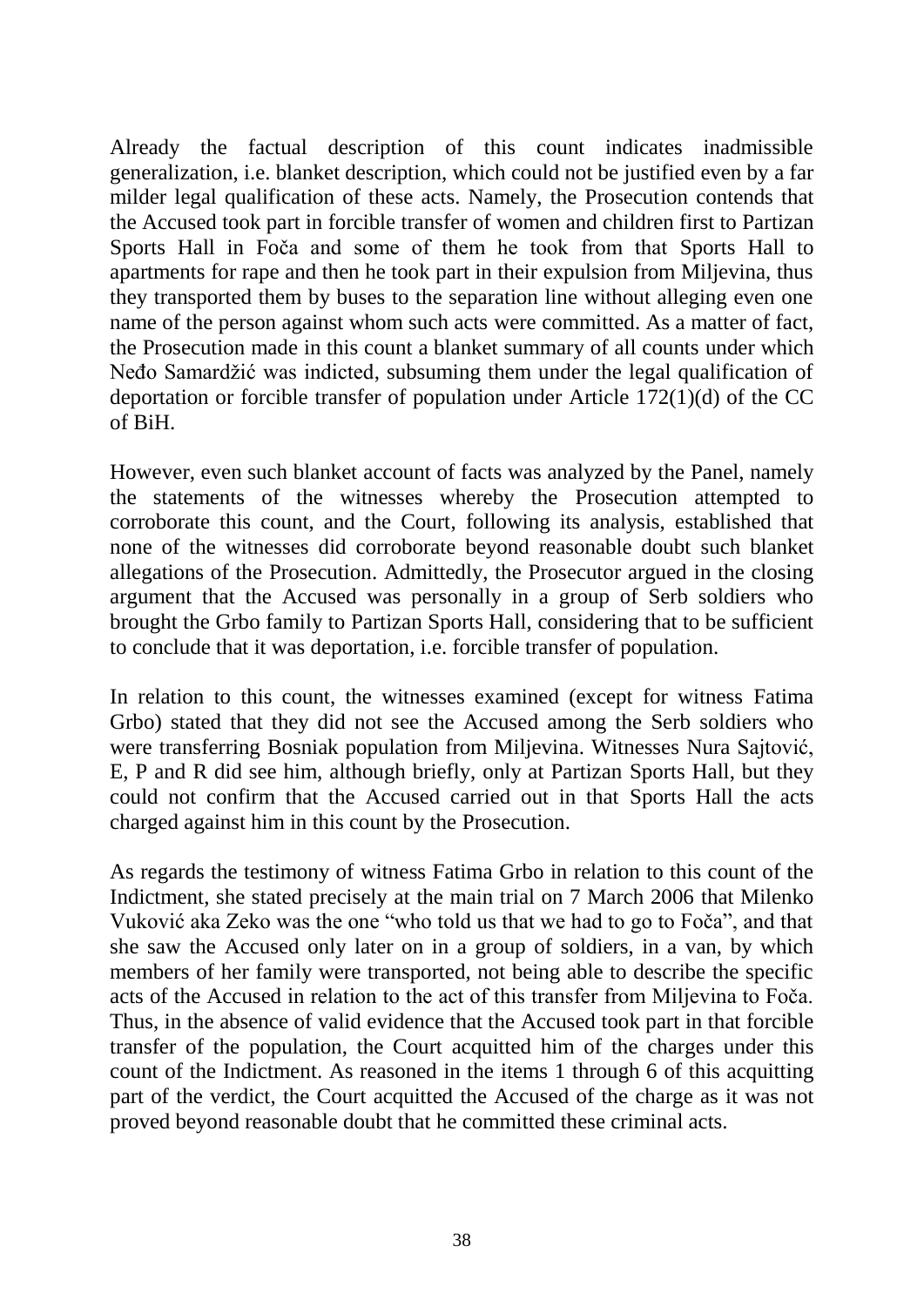Already the factual description of this count indicates inadmissible generalization, i.e. blanket description, which could not be justified even by a far milder legal qualification of these acts. Namely, the Prosecution contends that the Accused took part in forcible transfer of women and children first to Partizan Sports Hall in Foča and some of them he took from that Sports Hall to apartments for rape and then he took part in their expulsion from Miljevina, thus they transported them by buses to the separation line without alleging even one name of the person against whom such acts were committed. As a matter of fact, the Prosecution made in this count a blanket summary of all counts under which Neđo Samardžić was indicted, subsuming them under the legal qualification of deportation or forcible transfer of population under Article 172(1)(d) of the CC of BiH.

However, even such blanket account of facts was analyzed by the Panel, namely the statements of the witnesses whereby the Prosecution attempted to corroborate this count, and the Court, following its analysis, established that none of the witnesses did corroborate beyond reasonable doubt such blanket allegations of the Prosecution. Admittedly, the Prosecutor argued in the closing argument that the Accused was personally in a group of Serb soldiers who brought the Grbo family to Partizan Sports Hall, considering that to be sufficient to conclude that it was deportation, i.e. forcible transfer of population.

In relation to this count, the witnesses examined (except for witness Fatima Grbo) stated that they did not see the Accused among the Serb soldiers who were transferring Bosniak population from Miljevina. Witnesses Nura Sajtović, E, P and R did see him, although briefly, only at Partizan Sports Hall, but they could not confirm that the Accused carried out in that Sports Hall the acts charged against him in this count by the Prosecution.

As regards the testimony of witness Fatima Grbo in relation to this count of the Indictment, she stated precisely at the main trial on 7 March 2006 that Milenko Vuković aka Zeko was the one "who told us that we had to go to Foča", and that she saw the Accused only later on in a group of soldiers, in a van, by which members of her family were transported, not being able to describe the specific acts of the Accused in relation to the act of this transfer from Miljevina to Foča. Thus, in the absence of valid evidence that the Accused took part in that forcible transfer of the population, the Court acquitted him of the charges under this count of the Indictment. As reasoned in the items 1 through 6 of this acquitting part of the verdict, the Court acquitted the Accused of the charge as it was not proved beyond reasonable doubt that he committed these criminal acts.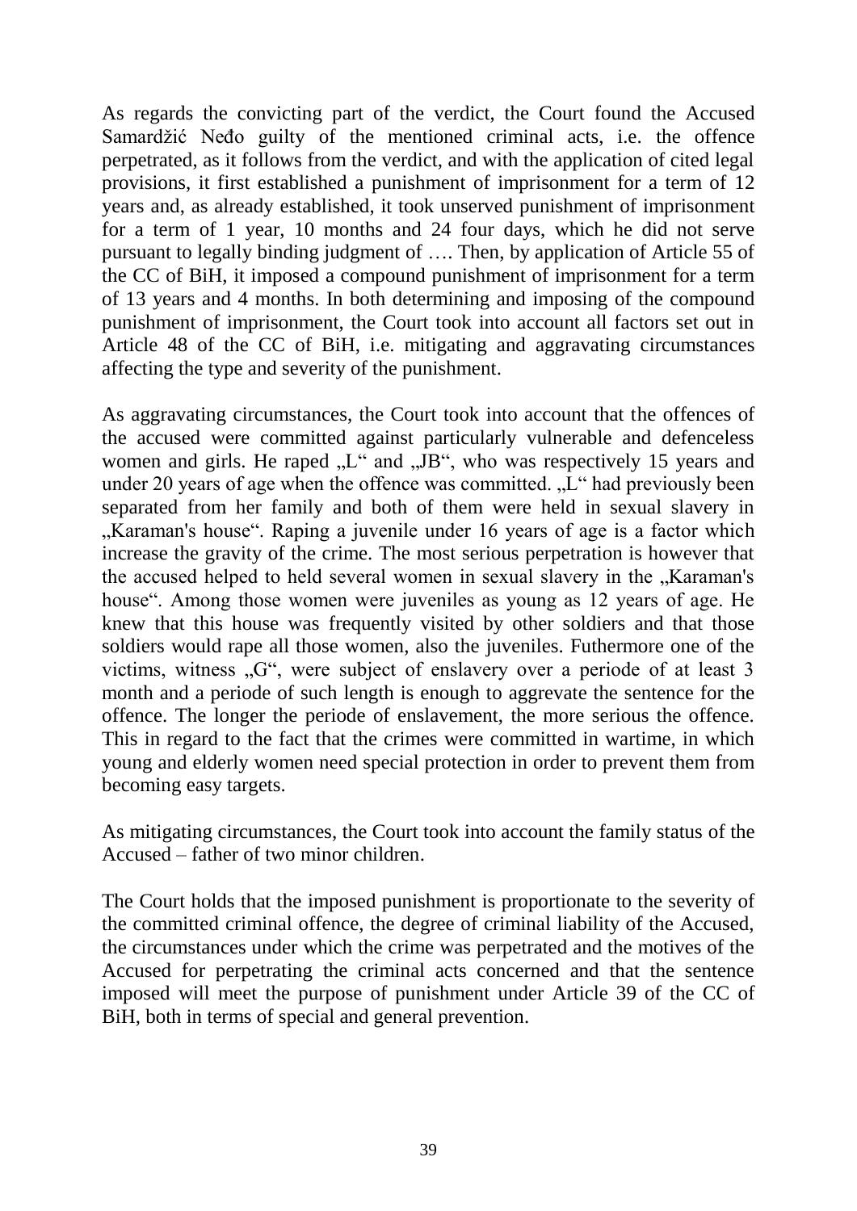As regards the convicting part of the verdict, the Court found the Accused Samardžić Neđo guilty of the mentioned criminal acts, i.e. the offence perpetrated, as it follows from the verdict, and with the application of cited legal provisions, it first established a punishment of imprisonment for a term of 12 years and, as already established, it took unserved punishment of imprisonment for a term of 1 year, 10 months and 24 four days, which he did not serve pursuant to legally binding judgment of …. Then, by application of Article 55 of the CC of BiH, it imposed a compound punishment of imprisonment for a term of 13 years and 4 months. In both determining and imposing of the compound punishment of imprisonment, the Court took into account all factors set out in Article 48 of the CC of BiH, i.e. mitigating and aggravating circumstances affecting the type and severity of the punishment.

As aggravating circumstances, the Court took into account that the offences of the accused were committed against particularly vulnerable and defenceless women and girls. He raped „L" and „JB", who was respectively 15 years and under 20 years of age when the offence was committed. „L" had previously been separated from her family and both of them were held in sexual slavery in „Karaman's house". Raping a juvenile under 16 years of age is a factor which increase the gravity of the crime. The most serious perpetration is however that the accused helped to held several women in sexual slavery in the „Karaman's house". Among those women were juveniles as young as 12 years of age. He knew that this house was frequently visited by other soldiers and that those soldiers would rape all those women, also the juveniles. Futhermore one of the victims, witness „G", were subject of enslavery over a periode of at least 3 month and a periode of such length is enough to aggrevate the sentence for the offence. The longer the periode of enslavement, the more serious the offence. This in regard to the fact that the crimes were committed in wartime, in which young and elderly women need special protection in order to prevent them from becoming easy targets.

As mitigating circumstances, the Court took into account the family status of the Accused – father of two minor children.

The Court holds that the imposed punishment is proportionate to the severity of the committed criminal offence, the degree of criminal liability of the Accused, the circumstances under which the crime was perpetrated and the motives of the Accused for perpetrating the criminal acts concerned and that the sentence imposed will meet the purpose of punishment under Article 39 of the CC of BiH, both in terms of special and general prevention.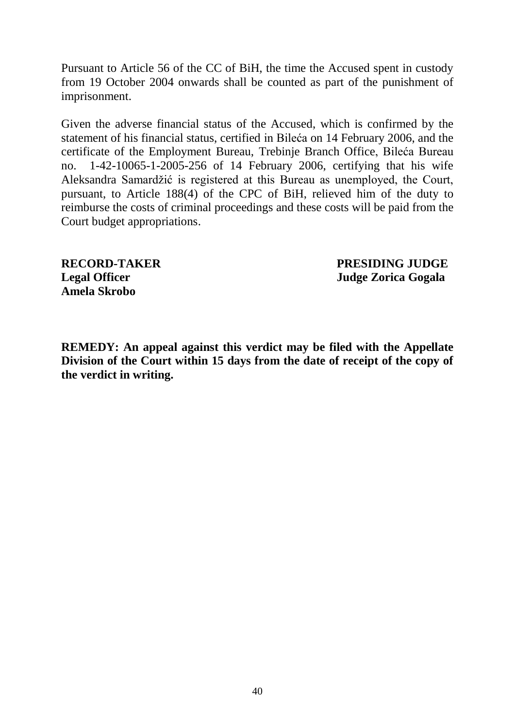Pursuant to Article 56 of the CC of BiH, the time the Accused spent in custody from 19 October 2004 onwards shall be counted as part of the punishment of imprisonment.

Given the adverse financial status of the Accused, which is confirmed by the statement of his financial status, certified in Bileća on 14 February 2006, and the certificate of the Employment Bureau, Trebinje Branch Office, Bileća Bureau no. 1-42-10065-1-2005-256 of 14 February 2006, certifying that his wife Aleksandra Samardžić is registered at this Bureau as unemployed, the Court, pursuant, to Article 188(4) of the CPC of BiH, relieved him of the duty to reimburse the costs of criminal proceedings and these costs will be paid from the Court budget appropriations.

**RECORD-TAKER**
**Legal Officer**
**Amela Skrobo**

**PRESIDING JUDGE**
**Judge Zorica Gogala**

**REMEDY: An appeal against this verdict may be filed with the Appellate Division of the Court within 15 days from the date of receipt of the copy of the verdict in writing.**